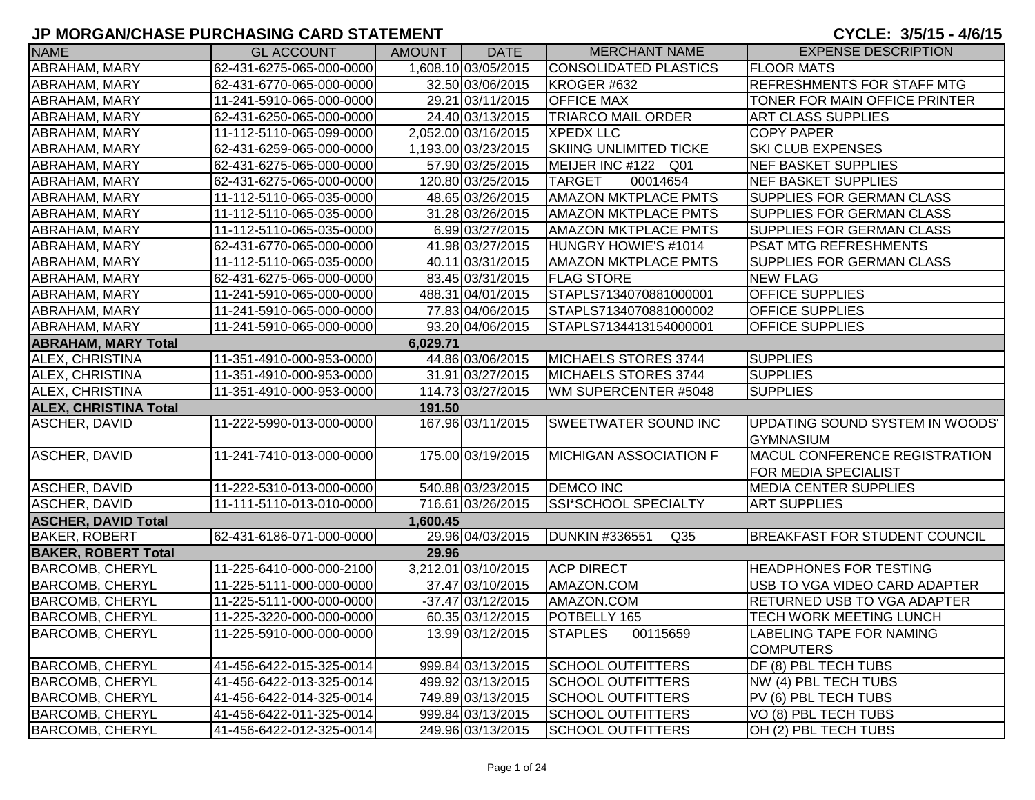# JP MORGAN/CHASE PURCHASING CARD STATEMENT

**CYCLE: 3/5/15 - 4/6/15**

| NAME | GL ACCOUNT | AMOUNT | DATE | MERCHANT NAME | EXPENSE DESCRIPTION |
|---|---|---|---|---|---|
| ABRAHAM, MARY | 62-431-6275-065-000-0000 | 1,608.10 | 03/05/2015 | CONSOLIDATED PLASTICS | FLOOR MATS |
| ABRAHAM, MARY | 62-431-6770-065-000-0000 | 32.50 | 03/06/2015 | KROGER #632 | REFRESHMENTS FOR STAFF MTG |
| ABRAHAM, MARY | 11-241-5910-065-000-0000 | 29.21 | 03/11/2015 | OFFICE MAX | TONER FOR MAIN OFFICE PRINTER |
| ABRAHAM, MARY | 62-431-6250-065-000-0000 | 24.40 | 03/13/2015 | TRIARCO MAIL ORDER | ART CLASS SUPPLIES |
| ABRAHAM, MARY | 11-112-5110-065-099-0000 | 2,052.00 | 03/16/2015 | XPEDX LLC | COPY PAPER |
| ABRAHAM, MARY | 62-431-6259-065-000-0000 | 1,193.00 | 03/23/2015 | SKIING UNLIMITED TICKE | SKI CLUB EXPENSES |
| ABRAHAM, MARY | 62-431-6275-065-000-0000 | 57.90 | 03/25/2015 | MEIJER INC #122 Q01 | NEF BASKET SUPPLIES |
| ABRAHAM, MARY | 62-431-6275-065-000-0000 | 120.80 | 03/25/2015 | TARGET 00014654 | NEF BASKET SUPPLIES |
| ABRAHAM, MARY | 11-112-5110-065-035-0000 | 48.65 | 03/26/2015 | AMAZON MKTPLACE PMTS | SUPPLIES FOR GERMAN CLASS |
| ABRAHAM, MARY | 11-112-5110-065-035-0000 | 31.28 | 03/26/2015 | AMAZON MKTPLACE PMTS | SUPPLIES FOR GERMAN CLASS |
| ABRAHAM, MARY | 11-112-5110-065-035-0000 | 6.99 | 03/27/2015 | AMAZON MKTPLACE PMTS | SUPPLIES FOR GERMAN CLASS |
| ABRAHAM, MARY | 62-431-6770-065-000-0000 | 41.98 | 03/27/2015 | HUNGRY HOWIE'S #1014 | PSAT MTG REFRESHMENTS |
| ABRAHAM, MARY | 11-112-5110-065-035-0000 | 40.11 | 03/31/2015 | AMAZON MKTPLACE PMTS | SUPPLIES FOR GERMAN CLASS |
| ABRAHAM, MARY | 62-431-6275-065-000-0000 | 83.45 | 03/31/2015 | FLAG STORE | NEW FLAG |
| ABRAHAM, MARY | 11-241-5910-065-000-0000 | 488.31 | 04/01/2015 | STAPLS7134070881000001 | OFFICE SUPPLIES |
| ABRAHAM, MARY | 11-241-5910-065-000-0000 | 77.83 | 04/06/2015 | STAPLS7134070881000002 | OFFICE SUPPLIES |
| ABRAHAM, MARY | 11-241-5910-065-000-0000 | 93.20 | 04/06/2015 | STAPLS7134413154000001 | OFFICE SUPPLIES |
| **ABRAHAM, MARY Total** | | **6,029.71** | | | |
| ALEX, CHRISTINA | 11-351-4910-000-953-0000 | 44.86 | 03/06/2015 | MICHAELS STORES 3744 | SUPPLIES |
| ALEX, CHRISTINA | 11-351-4910-000-953-0000 | 31.91 | 03/27/2015 | MICHAELS STORES 3744 | SUPPLIES |
| ALEX, CHRISTINA | 11-351-4910-000-953-0000 | 114.73 | 03/27/2015 | WM SUPERCENTER #5048 | SUPPLIES |
| **ALEX, CHRISTINA Total** | | **191.50** | | | |
| ASCHER, DAVID | 11-222-5990-013-000-0000 | 167.96 | 03/11/2015 | SWEETWATER SOUND INC | UPDATING SOUND SYSTEM IN WOODS' GYMNASIUM |
| ASCHER, DAVID | 11-241-7410-013-000-0000 | 175.00 | 03/19/2015 | MICHIGAN ASSOCIATION F | MACUL CONFERENCE REGISTRATION FOR MEDIA SPECIALIST |
| ASCHER, DAVID | 11-222-5310-013-000-0000 | 540.88 | 03/23/2015 | DEMCO INC | MEDIA CENTER SUPPLIES |
| ASCHER, DAVID | 11-111-5110-013-010-0000 | 716.61 | 03/26/2015 | SSI*SCHOOL SPECIALTY | ART SUPPLIES |
| **ASCHER, DAVID Total** | | **1,600.45** | | | |
| BAKER, ROBERT | 62-431-6186-071-000-0000 | 29.96 | 04/03/2015 | DUNKIN #336551 Q35 | BREAKFAST FOR STUDENT COUNCIL |
| **BAKER, ROBERT Total** | | **29.96** | | | |
| BARCOMB, CHERYL | 11-225-6410-000-000-2100 | 3,212.01 | 03/10/2015 | ACP DIRECT | HEADPHONES FOR TESTING |
| BARCOMB, CHERYL | 11-225-5111-000-000-0000 | 37.47 | 03/10/2015 | AMAZON.COM | USB TO VGA VIDEO CARD ADAPTER |
| BARCOMB, CHERYL | 11-225-5111-000-000-0000 | -37.47 | 03/12/2015 | AMAZON.COM | RETURNED USB TO VGA ADAPTER |
| BARCOMB, CHERYL | 11-225-3220-000-000-0000 | 60.35 | 03/12/2015 | POTBELLY 165 | TECH WORK MEETING LUNCH |
| BARCOMB, CHERYL | 11-225-5910-000-000-0000 | 13.99 | 03/12/2015 | STAPLES 00115659 | LABELING TAPE FOR NAMING COMPUTERS |
| BARCOMB, CHERYL | 41-456-6422-015-325-0014 | 999.84 | 03/13/2015 | SCHOOL OUTFITTERS | DF (8) PBL TECH TUBS |
| BARCOMB, CHERYL | 41-456-6422-013-325-0014 | 499.92 | 03/13/2015 | SCHOOL OUTFITTERS | NW (4) PBL TECH TUBS |
| BARCOMB, CHERYL | 41-456-6422-014-325-0014 | 749.89 | 03/13/2015 | SCHOOL OUTFITTERS | PV (6) PBL TECH TUBS |
| BARCOMB, CHERYL | 41-456-6422-011-325-0014 | 999.84 | 03/13/2015 | SCHOOL OUTFITTERS | VO (8) PBL TECH TUBS |
| BARCOMB, CHERYL | 41-456-6422-012-325-0014 | 249.96 | 03/13/2015 | SCHOOL OUTFITTERS | OH (2) PBL TECH TUBS |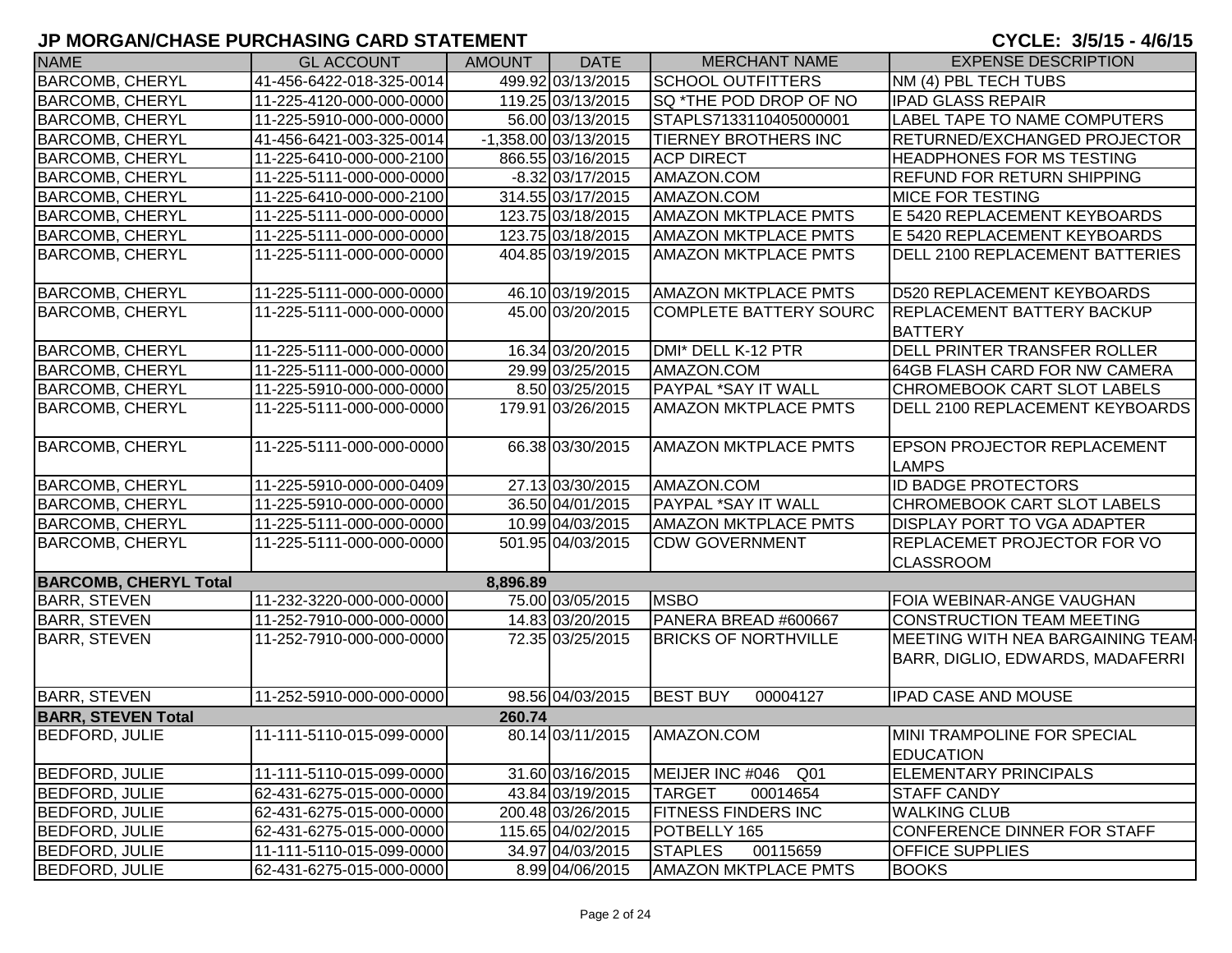# JP MORGAN/CHASE PURCHASING CARD STATEMENT

**CYCLE: 3/5/15 - 4/6/15**

| NAME | GL ACCOUNT | AMOUNT | DATE | MERCHANT NAME | EXPENSE DESCRIPTION |
|---|---|---|---|---|---|
| BARCOMB, CHERYL | 41-456-6422-018-325-0014 | 499.92 | 03/13/2015 | SCHOOL OUTFITTERS | NM (4) PBL TECH TUBS |
| BARCOMB, CHERYL | 11-225-4120-000-000-0000 | 119.25 | 03/13/2015 | SQ *THE POD DROP OF NO | IPAD GLASS REPAIR |
| BARCOMB, CHERYL | 11-225-5910-000-000-0000 | 56.00 | 03/13/2015 | STAPLS7133110405000001 | LABEL TAPE TO NAME COMPUTERS |
| BARCOMB, CHERYL | 41-456-6421-003-325-0014 | -1,358.00 | 03/13/2015 | TIERNEY BROTHERS INC | RETURNED/EXCHANGED PROJECTOR |
| BARCOMB, CHERYL | 11-225-6410-000-000-2100 | 866.55 | 03/16/2015 | ACP DIRECT | HEADPHONES FOR MS TESTING |
| BARCOMB, CHERYL | 11-225-5111-000-000-0000 | -8.32 | 03/17/2015 | AMAZON.COM | REFUND FOR RETURN SHIPPING |
| BARCOMB, CHERYL | 11-225-6410-000-000-2100 | 314.55 | 03/17/2015 | AMAZON.COM | MICE FOR TESTING |
| BARCOMB, CHERYL | 11-225-5111-000-000-0000 | 123.75 | 03/18/2015 | AMAZON MKTPLACE PMTS | E 5420 REPLACEMENT KEYBOARDS |
| BARCOMB, CHERYL | 11-225-5111-000-000-0000 | 123.75 | 03/18/2015 | AMAZON MKTPLACE PMTS | E 5420 REPLACEMENT KEYBOARDS |
| BARCOMB, CHERYL | 11-225-5111-000-000-0000 | 404.85 | 03/19/2015 | AMAZON MKTPLACE PMTS | DELL 2100 REPLACEMENT BATTERIES |
| BARCOMB, CHERYL | 11-225-5111-000-000-0000 | 46.10 | 03/19/2015 | AMAZON MKTPLACE PMTS | D520 REPLACEMENT KEYBOARDS |
| BARCOMB, CHERYL | 11-225-5111-000-000-0000 | 45.00 | 03/20/2015 | COMPLETE BATTERY SOURC | REPLACEMENT BATTERY BACKUP BATTERY |
| BARCOMB, CHERYL | 11-225-5111-000-000-0000 | 16.34 | 03/20/2015 | DMI* DELL K-12 PTR | DELL PRINTER TRANSFER ROLLER |
| BARCOMB, CHERYL | 11-225-5111-000-000-0000 | 29.99 | 03/25/2015 | AMAZON.COM | 64GB FLASH CARD FOR NW CAMERA |
| BARCOMB, CHERYL | 11-225-5910-000-000-0000 | 8.50 | 03/25/2015 | PAYPAL *SAY IT WALL | CHROMEBOOK CART SLOT LABELS |
| BARCOMB, CHERYL | 11-225-5111-000-000-0000 | 179.91 | 03/26/2015 | AMAZON MKTPLACE PMTS | DELL 2100 REPLACEMENT KEYBOARDS |
| BARCOMB, CHERYL | 11-225-5111-000-000-0000 | 66.38 | 03/30/2015 | AMAZON MKTPLACE PMTS | EPSON PROJECTOR REPLACEMENT LAMPS |
| BARCOMB, CHERYL | 11-225-5910-000-000-0409 | 27.13 | 03/30/2015 | AMAZON.COM | ID BADGE PROTECTORS |
| BARCOMB, CHERYL | 11-225-5910-000-000-0000 | 36.50 | 04/01/2015 | PAYPAL *SAY IT WALL | CHROMEBOOK CART SLOT LABELS |
| BARCOMB, CHERYL | 11-225-5111-000-000-0000 | 10.99 | 04/03/2015 | AMAZON MKTPLACE PMTS | DISPLAY PORT TO VGA ADAPTER |
| BARCOMB, CHERYL | 11-225-5111-000-000-0000 | 501.95 | 04/03/2015 | CDW GOVERNMENT | REPLACEMET PROJECTOR FOR VO CLASSROOM |
| **BARCOMB, CHERYL Total** | | **8,896.89** | | | |
| BARR, STEVEN | 11-232-3220-000-000-0000 | 75.00 | 03/05/2015 | MSBO | FOIA WEBINAR-ANGE VAUGHAN |
| BARR, STEVEN | 11-252-7910-000-000-0000 | 14.83 | 03/20/2015 | PANERA BREAD #600667 | CONSTRUCTION TEAM MEETING |
| BARR, STEVEN | 11-252-7910-000-000-0000 | 72.35 | 03/25/2015 | BRICKS OF NORTHVILLE | MEETING WITH NEA BARGAINING TEAM-BARR, DIGLIO, EDWARDS, MADAFERRI |
| BARR, STEVEN | 11-252-5910-000-000-0000 | 98.56 | 04/03/2015 | BEST BUY 00004127 | IPAD CASE AND MOUSE |
| **BARR, STEVEN Total** | | **260.74** | | | |
| BEDFORD, JULIE | 11-111-5110-015-099-0000 | 80.14 | 03/11/2015 | AMAZON.COM | MINI TRAMPOLINE FOR SPECIAL EDUCATION |
| BEDFORD, JULIE | 11-111-5110-015-099-0000 | 31.60 | 03/16/2015 | MEIJER INC #046 Q01 | ELEMENTARY PRINCIPALS |
| BEDFORD, JULIE | 62-431-6275-015-000-0000 | 43.84 | 03/19/2015 | TARGET 00014654 | STAFF CANDY |
| BEDFORD, JULIE | 62-431-6275-015-000-0000 | 200.48 | 03/26/2015 | FITNESS FINDERS INC | WALKING CLUB |
| BEDFORD, JULIE | 62-431-6275-015-000-0000 | 115.65 | 04/02/2015 | POTBELLY 165 | CONFERENCE DINNER FOR STAFF |
| BEDFORD, JULIE | 11-111-5110-015-099-0000 | 34.97 | 04/03/2015 | STAPLES 00115659 | OFFICE SUPPLIES |
| BEDFORD, JULIE | 62-431-6275-015-000-0000 | 8.99 | 04/06/2015 | AMAZON MKTPLACE PMTS | BOOKS |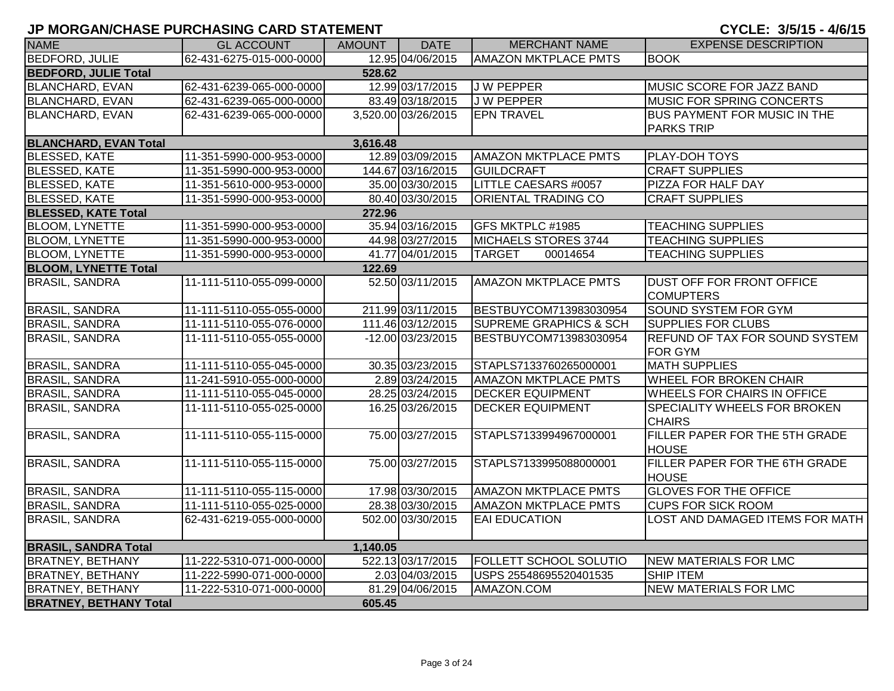# JP MORGAN/CHASE PURCHASING CARD STATEMENT

**CYCLE: 3/5/15 - 4/6/15**

| NAME | GL ACCOUNT | AMOUNT | DATE | MERCHANT NAME | EXPENSE DESCRIPTION |
|---|---|---|---|---|---|
| BEDFORD, JULIE | 62-431-6275-015-000-0000 | 12.95 | 04/06/2015 | AMAZON MKTPLACE PMTS | BOOK |
| **BEDFORD, JULIE Total** | | **528.62** | | | |
| BLANCHARD, EVAN | 62-431-6239-065-000-0000 | 12.99 | 03/17/2015 | J W PEPPER | MUSIC SCORE FOR JAZZ BAND |
| BLANCHARD, EVAN | 62-431-6239-065-000-0000 | 83.49 | 03/18/2015 | J W PEPPER | MUSIC FOR SPRING CONCERTS |
| BLANCHARD, EVAN | 62-431-6239-065-000-0000 | 3,520.00 | 03/26/2015 | EPN TRAVEL | BUS PAYMENT FOR MUSIC IN THE PARKS TRIP |
| **BLANCHARD, EVAN Total** | | **3,616.48** | | | |
| BLESSED, KATE | 11-351-5990-000-953-0000 | 12.89 | 03/09/2015 | AMAZON MKTPLACE PMTS | PLAY-DOH TOYS |
| BLESSED, KATE | 11-351-5990-000-953-0000 | 144.67 | 03/16/2015 | GUILDCRAFT | CRAFT SUPPLIES |
| BLESSED, KATE | 11-351-5610-000-953-0000 | 35.00 | 03/30/2015 | LITTLE CAESARS #0057 | PIZZA FOR HALF DAY |
| BLESSED, KATE | 11-351-5990-000-953-0000 | 80.40 | 03/30/2015 | ORIENTAL TRADING CO | CRAFT SUPPLIES |
| **BLESSED, KATE Total** | | **272.96** | | | |
| BLOOM, LYNETTE | 11-351-5990-000-953-0000 | 35.94 | 03/16/2015 | GFS MKTPLC #1985 | TEACHING SUPPLIES |
| BLOOM, LYNETTE | 11-351-5990-000-953-0000 | 44.98 | 03/27/2015 | MICHAELS STORES 3744 | TEACHING SUPPLIES |
| BLOOM, LYNETTE | 11-351-5990-000-953-0000 | 41.77 | 04/01/2015 | TARGET 00014654 | TEACHING SUPPLIES |
| **BLOOM, LYNETTE Total** | | **122.69** | | | |
| BRASIL, SANDRA | 11-111-5110-055-099-0000 | 52.50 | 03/11/2015 | AMAZON MKTPLACE PMTS | DUST OFF FOR FRONT OFFICE COMUPTERS |
| BRASIL, SANDRA | 11-111-5110-055-055-0000 | 211.99 | 03/11/2015 | BESTBUYCOM713983030954 | SOUND SYSTEM FOR GYM |
| BRASIL, SANDRA | 11-111-5110-055-076-0000 | 111.46 | 03/12/2015 | SUPREME GRAPHICS & SCH | SUPPLIES FOR CLUBS |
| BRASIL, SANDRA | 11-111-5110-055-055-0000 | -12.00 | 03/23/2015 | BESTBUYCOM713983030954 | REFUND OF TAX FOR SOUND SYSTEM FOR GYM |
| BRASIL, SANDRA | 11-111-5110-055-045-0000 | 30.35 | 03/23/2015 | STAPLS7133760265000001 | MATH SUPPLIES |
| BRASIL, SANDRA | 11-241-5910-055-000-0000 | 2.89 | 03/24/2015 | AMAZON MKTPLACE PMTS | WHEEL FOR BROKEN CHAIR |
| BRASIL, SANDRA | 11-111-5110-055-045-0000 | 28.25 | 03/24/2015 | DECKER EQUIPMENT | WHEELS FOR CHAIRS IN OFFICE |
| BRASIL, SANDRA | 11-111-5110-055-025-0000 | 16.25 | 03/26/2015 | DECKER EQUIPMENT | SPECIALITY WHEELS FOR BROKEN CHAIRS |
| BRASIL, SANDRA | 11-111-5110-055-115-0000 | 75.00 | 03/27/2015 | STAPLS7133994967000001 | FILLER PAPER FOR THE 5TH GRADE HOUSE |
| BRASIL, SANDRA | 11-111-5110-055-115-0000 | 75.00 | 03/27/2015 | STAPLS7133995088000001 | FILLER PAPER FOR THE 6TH GRADE HOUSE |
| BRASIL, SANDRA | 11-111-5110-055-115-0000 | 17.98 | 03/30/2015 | AMAZON MKTPLACE PMTS | GLOVES FOR THE OFFICE |
| BRASIL, SANDRA | 11-111-5110-055-025-0000 | 28.38 | 03/30/2015 | AMAZON MKTPLACE PMTS | CUPS FOR SICK ROOM |
| BRASIL, SANDRA | 62-431-6219-055-000-0000 | 502.00 | 03/30/2015 | EAI EDUCATION | LOST AND DAMAGED ITEMS FOR MATH |
| **BRASIL, SANDRA Total** | | **1,140.05** | | | |
| BRATNEY, BETHANY | 11-222-5310-071-000-0000 | 522.13 | 03/17/2015 | FOLLETT SCHOOL SOLUTIO | NEW MATERIALS FOR LMC |
| BRATNEY, BETHANY | 11-222-5990-071-000-0000 | 2.03 | 04/03/2015 | USPS 25548695520401535 | SHIP ITEM |
| BRATNEY, BETHANY | 11-222-5310-071-000-0000 | 81.29 | 04/06/2015 | AMAZON.COM | NEW MATERIALS FOR LMC |
| **BRATNEY, BETHANY Total** | | **605.45** | | | |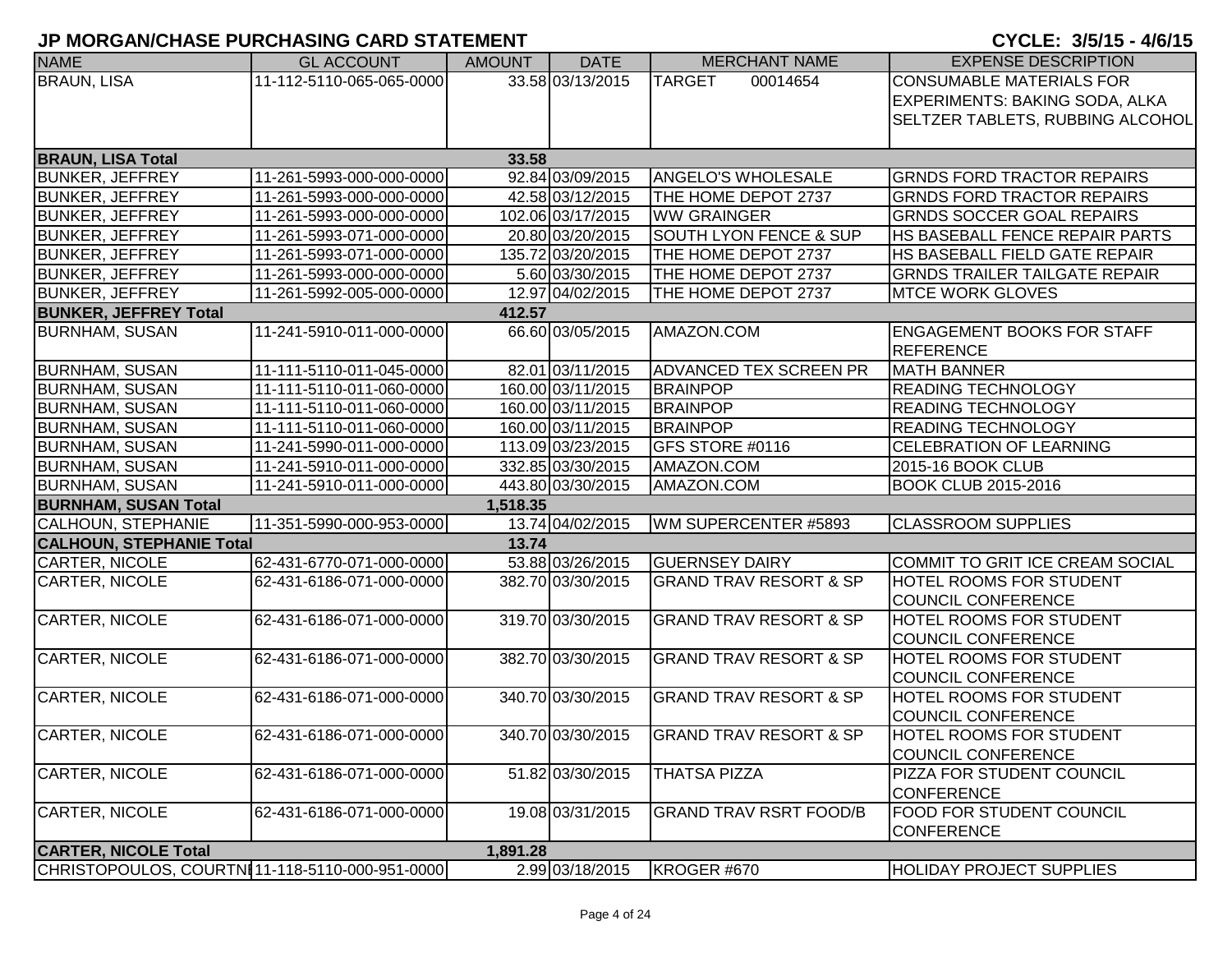# JP MORGAN/CHASE PURCHASING CARD STATEMENT

**CYCLE: 3/5/15 - 4/6/15**

| NAME | GL ACCOUNT | AMOUNT | DATE | MERCHANT NAME | EXPENSE DESCRIPTION |
|---|---|---|---|---|---|
| BRAUN, LISA | 11-112-5110-065-065-0000 | 33.58 | 03/13/2015 | TARGET 00014654 | CONSUMABLE MATERIALS FOR EXPERIMENTS: BAKING SODA, ALKA SELTZER TABLETS, RUBBING ALCOHOL |
| **BRAUN, LISA Total** | | **33.58** | | | |
| BUNKER, JEFFREY | 11-261-5993-000-000-0000 | 92.84 | 03/09/2015 | ANGELO'S WHOLESALE | GRNDS FORD TRACTOR REPAIRS |
| BUNKER, JEFFREY | 11-261-5993-000-000-0000 | 42.58 | 03/12/2015 | THE HOME DEPOT 2737 | GRNDS FORD TRACTOR REPAIRS |
| BUNKER, JEFFREY | 11-261-5993-000-000-0000 | 102.06 | 03/17/2015 | WW GRAINGER | GRNDS SOCCER GOAL REPAIRS |
| BUNKER, JEFFREY | 11-261-5993-071-000-0000 | 20.80 | 03/20/2015 | SOUTH LYON FENCE & SUP | HS BASEBALL FENCE REPAIR PARTS |
| BUNKER, JEFFREY | 11-261-5993-071-000-0000 | 135.72 | 03/20/2015 | THE HOME DEPOT 2737 | HS BASEBALL FIELD GATE REPAIR |
| BUNKER, JEFFREY | 11-261-5993-000-000-0000 | 5.60 | 03/30/2015 | THE HOME DEPOT 2737 | GRNDS TRAILER TAILGATE REPAIR |
| BUNKER, JEFFREY | 11-261-5992-005-000-0000 | 12.97 | 04/02/2015 | THE HOME DEPOT 2737 | MTCE WORK GLOVES |
| **BUNKER, JEFFREY Total** | | **412.57** | | | |
| BURNHAM, SUSAN | 11-241-5910-011-000-0000 | 66.60 | 03/05/2015 | AMAZON.COM | ENGAGEMENT BOOKS FOR STAFF REFERENCE |
| BURNHAM, SUSAN | 11-111-5110-011-045-0000 | 82.01 | 03/11/2015 | ADVANCED TEX SCREEN PR | MATH BANNER |
| BURNHAM, SUSAN | 11-111-5110-011-060-0000 | 160.00 | 03/11/2015 | BRAINPOP | READING TECHNOLOGY |
| BURNHAM, SUSAN | 11-111-5110-011-060-0000 | 160.00 | 03/11/2015 | BRAINPOP | READING TECHNOLOGY |
| BURNHAM, SUSAN | 11-111-5110-011-060-0000 | 160.00 | 03/11/2015 | BRAINPOP | READING TECHNOLOGY |
| BURNHAM, SUSAN | 11-241-5990-011-000-0000 | 113.09 | 03/23/2015 | GFS STORE #0116 | CELEBRATION OF LEARNING |
| BURNHAM, SUSAN | 11-241-5910-011-000-0000 | 332.85 | 03/30/2015 | AMAZON.COM | 2015-16 BOOK CLUB |
| BURNHAM, SUSAN | 11-241-5910-011-000-0000 | 443.80 | 03/30/2015 | AMAZON.COM | BOOK CLUB 2015-2016 |
| **BURNHAM, SUSAN Total** | | **1,518.35** | | | |
| CALHOUN, STEPHANIE | 11-351-5990-000-953-0000 | 13.74 | 04/02/2015 | WM SUPERCENTER #5893 | CLASSROOM SUPPLIES |
| **CALHOUN, STEPHANIE Total** | | **13.74** | | | |
| CARTER, NICOLE | 62-431-6770-071-000-0000 | 53.88 | 03/26/2015 | GUERNSEY DAIRY | COMMIT TO GRIT ICE CREAM SOCIAL |
| CARTER, NICOLE | 62-431-6186-071-000-0000 | 382.70 | 03/30/2015 | GRAND TRAV RESORT & SP | HOTEL ROOMS FOR STUDENT COUNCIL CONFERENCE |
| CARTER, NICOLE | 62-431-6186-071-000-0000 | 319.70 | 03/30/2015 | GRAND TRAV RESORT & SP | HOTEL ROOMS FOR STUDENT COUNCIL CONFERENCE |
| CARTER, NICOLE | 62-431-6186-071-000-0000 | 382.70 | 03/30/2015 | GRAND TRAV RESORT & SP | HOTEL ROOMS FOR STUDENT COUNCIL CONFERENCE |
| CARTER, NICOLE | 62-431-6186-071-000-0000 | 340.70 | 03/30/2015 | GRAND TRAV RESORT & SP | HOTEL ROOMS FOR STUDENT COUNCIL CONFERENCE |
| CARTER, NICOLE | 62-431-6186-071-000-0000 | 340.70 | 03/30/2015 | GRAND TRAV RESORT & SP | HOTEL ROOMS FOR STUDENT COUNCIL CONFERENCE |
| CARTER, NICOLE | 62-431-6186-071-000-0000 | 51.82 | 03/30/2015 | THATSA PIZZA | PIZZA FOR STUDENT COUNCIL CONFERENCE |
| CARTER, NICOLE | 62-431-6186-071-000-0000 | 19.08 | 03/31/2015 | GRAND TRAV RSRT FOOD/B | FOOD FOR STUDENT COUNCIL CONFERENCE |
| **CARTER, NICOLE Total** | | **1,891.28** | | | |
| CHRISTOPOULOS, COURTNI | 11-118-5110-000-951-0000 | 2.99 | 03/18/2015 | KROGER #670 | HOLIDAY PROJECT SUPPLIES |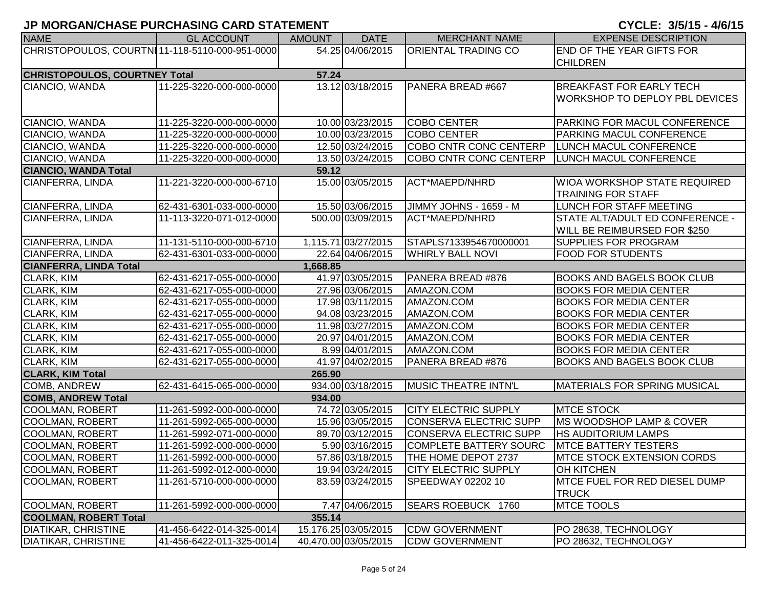## JP MORGAN/CHASE PURCHASING CARD STATEMENT

**CYCLE: 3/5/15 - 4/6/15**

| NAME | GL ACCOUNT | AMOUNT | DATE | MERCHANT NAME | EXPENSE DESCRIPTION |
|---|---|---|---|---|---|
| CHRISTOPOULOS, COURTNI | 11-118-5110-000-951-0000 | 54.25 | 04/06/2015 | ORIENTAL TRADING CO | END OF THE YEAR GIFTS FOR CHILDREN |
| **CHRISTOPOULOS, COURTNEY Total** | | **57.24** | | | |
| CIANCIO, WANDA | 11-225-3220-000-000-0000 | 13.12 | 03/18/2015 | PANERA BREAD #667 | BREAKFAST FOR EARLY TECH WORKSHOP TO DEPLOY PBL DEVICES |
| CIANCIO, WANDA | 11-225-3220-000-000-0000 | 10.00 | 03/23/2015 | COBO CENTER | PARKING FOR MACUL CONFERENCE |
| CIANCIO, WANDA | 11-225-3220-000-000-0000 | 10.00 | 03/23/2015 | COBO CENTER | PARKING MACUL CONFERENCE |
| CIANCIO, WANDA | 11-225-3220-000-000-0000 | 12.50 | 03/24/2015 | COBO CNTR CONC CENTERP | LUNCH MACUL CONFERENCE |
| CIANCIO, WANDA | 11-225-3220-000-000-0000 | 13.50 | 03/24/2015 | COBO CNTR CONC CENTERP | LUNCH MACUL CONFERENCE |
| **CIANCIO, WANDA Total** | | **59.12** | | | |
| CIANFERRA, LINDA | 11-221-3220-000-000-6710 | 15.00 | 03/05/2015 | ACT*MAEPD/NHRD | WIOA WORKSHOP STATE REQUIRED TRAINING FOR STAFF |
| CIANFERRA, LINDA | 62-431-6301-033-000-0000 | 15.50 | 03/06/2015 | JIMMY JOHNS - 1659 - M | LUNCH FOR STAFF MEETING |
| CIANFERRA, LINDA | 11-113-3220-071-012-0000 | 500.00 | 03/09/2015 | ACT*MAEPD/NHRD | STATE ALT/ADULT ED CONFERENCE - WILL BE REIMBURSED FOR $250 |
| CIANFERRA, LINDA | 11-131-5110-000-000-6710 | 1,115.71 | 03/27/2015 | STAPLS7133954670000001 | SUPPLIES FOR PROGRAM |
| CIANFERRA, LINDA | 62-431-6301-033-000-0000 | 22.64 | 04/06/2015 | WHIRLY BALL NOVI | FOOD FOR STUDENTS |
| **CIANFERRA, LINDA Total** | | **1,668.85** | | | |
| CLARK, KIM | 62-431-6217-055-000-0000 | 41.97 | 03/05/2015 | PANERA BREAD #876 | BOOKS AND BAGELS BOOK CLUB |
| CLARK, KIM | 62-431-6217-055-000-0000 | 27.96 | 03/06/2015 | AMAZON.COM | BOOKS FOR MEDIA CENTER |
| CLARK, KIM | 62-431-6217-055-000-0000 | 17.98 | 03/11/2015 | AMAZON.COM | BOOKS FOR MEDIA CENTER |
| CLARK, KIM | 62-431-6217-055-000-0000 | 94.08 | 03/23/2015 | AMAZON.COM | BOOKS FOR MEDIA CENTER |
| CLARK, KIM | 62-431-6217-055-000-0000 | 11.98 | 03/27/2015 | AMAZON.COM | BOOKS FOR MEDIA CENTER |
| CLARK, KIM | 62-431-6217-055-000-0000 | 20.97 | 04/01/2015 | AMAZON.COM | BOOKS FOR MEDIA CENTER |
| CLARK, KIM | 62-431-6217-055-000-0000 | 8.99 | 04/01/2015 | AMAZON.COM | BOOKS FOR MEDIA CENTER |
| CLARK, KIM | 62-431-6217-055-000-0000 | 41.97 | 04/02/2015 | PANERA BREAD #876 | BOOKS AND BAGELS BOOK CLUB |
| **CLARK, KIM Total** | | **265.90** | | | |
| COMB, ANDREW | 62-431-6415-065-000-0000 | 934.00 | 03/18/2015 | MUSIC THEATRE INTN'L | MATERIALS FOR SPRING MUSICAL |
| **COMB, ANDREW Total** | | **934.00** | | | |
| COOLMAN, ROBERT | 11-261-5992-000-000-0000 | 74.72 | 03/05/2015 | CITY ELECTRIC SUPPLY | MTCE STOCK |
| COOLMAN, ROBERT | 11-261-5992-065-000-0000 | 15.96 | 03/05/2015 | CONSERVA ELECTRIC SUPP | MS WOODSHOP LAMP & COVER |
| COOLMAN, ROBERT | 11-261-5992-071-000-0000 | 89.70 | 03/12/2015 | CONSERVA ELECTRIC SUPP | HS AUDITORIUM LAMPS |
| COOLMAN, ROBERT | 11-261-5992-000-000-0000 | 5.90 | 03/16/2015 | COMPLETE BATTERY SOURC | MTCE BATTERY TESTERS |
| COOLMAN, ROBERT | 11-261-5992-000-000-0000 | 57.86 | 03/18/2015 | THE HOME DEPOT 2737 | MTCE STOCK EXTENSION CORDS |
| COOLMAN, ROBERT | 11-261-5992-012-000-0000 | 19.94 | 03/24/2015 | CITY ELECTRIC SUPPLY | OH KITCHEN |
| COOLMAN, ROBERT | 11-261-5710-000-000-0000 | 83.59 | 03/24/2015 | SPEEDWAY 02202 10 | MTCE FUEL FOR RED DIESEL DUMP TRUCK |
| COOLMAN, ROBERT | 11-261-5992-000-000-0000 | 7.47 | 04/06/2015 | SEARS ROEBUCK 1760 | MTCE TOOLS |
| **COOLMAN, ROBERT Total** | | **355.14** | | | |
| DIATIKAR, CHRISTINE | 41-456-6422-014-325-0014 | 15,176.25 | 03/05/2015 | CDW GOVERNMENT | PO 28638, TECHNOLOGY |
| DIATIKAR, CHRISTINE | 41-456-6422-011-325-0014 | 40,470.00 | 03/05/2015 | CDW GOVERNMENT | PO 28632, TECHNOLOGY |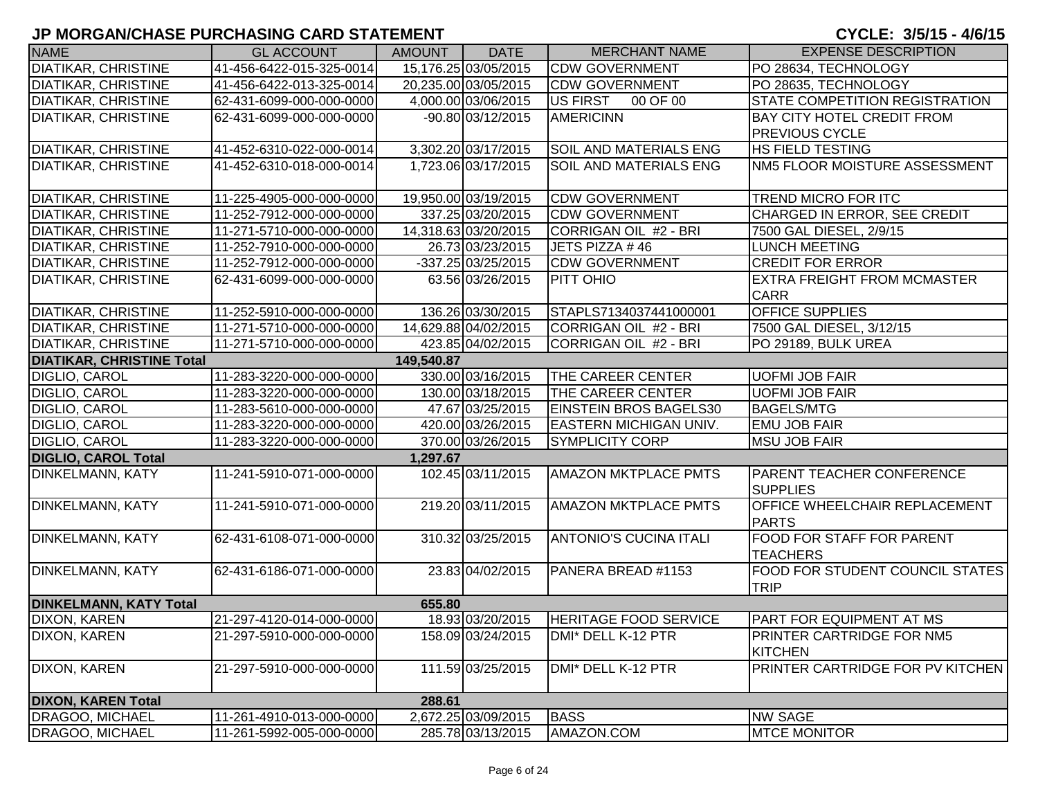# JP MORGAN/CHASE PURCHASING CARD STATEMENT

**CYCLE: 3/5/15 - 4/6/15**

| NAME | GL ACCOUNT | AMOUNT | DATE | MERCHANT NAME | EXPENSE DESCRIPTION |
|---|---|---|---|---|---|
| DIATIKAR, CHRISTINE | 41-456-6422-015-325-0014 | 15,176.25 | 03/05/2015 | CDW GOVERNMENT | PO 28634, TECHNOLOGY |
| DIATIKAR, CHRISTINE | 41-456-6422-013-325-0014 | 20,235.00 | 03/05/2015 | CDW GOVERNMENT | PO 28635, TECHNOLOGY |
| DIATIKAR, CHRISTINE | 62-431-6099-000-000-0000 | 4,000.00 | 03/06/2015 | US FIRST 00 OF 00 | STATE COMPETITION REGISTRATION |
| DIATIKAR, CHRISTINE | 62-431-6099-000-000-0000 | -90.80 | 03/12/2015 | AMERICINN | BAY CITY HOTEL CREDIT FROM PREVIOUS CYCLE |
| DIATIKAR, CHRISTINE | 41-452-6310-022-000-0014 | 3,302.20 | 03/17/2015 | SOIL AND MATERIALS ENG | HS FIELD TESTING |
| DIATIKAR, CHRISTINE | 41-452-6310-018-000-0014 | 1,723.06 | 03/17/2015 | SOIL AND MATERIALS ENG | NM5 FLOOR MOISTURE ASSESSMENT |
| DIATIKAR, CHRISTINE | 11-225-4905-000-000-0000 | 19,950.00 | 03/19/2015 | CDW GOVERNMENT | TREND MICRO FOR ITC |
| DIATIKAR, CHRISTINE | 11-252-7912-000-000-0000 | 337.25 | 03/20/2015 | CDW GOVERNMENT | CHARGED IN ERROR, SEE CREDIT |
| DIATIKAR, CHRISTINE | 11-271-5710-000-000-0000 | 14,318.63 | 03/20/2015 | CORRIGAN OIL #2 - BRI | 7500 GAL DIESEL, 2/9/15 |
| DIATIKAR, CHRISTINE | 11-252-7910-000-000-0000 | 26.73 | 03/23/2015 | JETS PIZZA # 46 | LUNCH MEETING |
| DIATIKAR, CHRISTINE | 11-252-7912-000-000-0000 | -337.25 | 03/25/2015 | CDW GOVERNMENT | CREDIT FOR ERROR |
| DIATIKAR, CHRISTINE | 62-431-6099-000-000-0000 | 63.56 | 03/26/2015 | PITT OHIO | EXTRA FREIGHT FROM MCMASTER CARR |
| DIATIKAR, CHRISTINE | 11-252-5910-000-000-0000 | 136.26 | 03/30/2015 | STAPLS7134037441000001 | OFFICE SUPPLIES |
| DIATIKAR, CHRISTINE | 11-271-5710-000-000-0000 | 14,629.88 | 04/02/2015 | CORRIGAN OIL #2 - BRI | 7500 GAL DIESEL, 3/12/15 |
| DIATIKAR, CHRISTINE | 11-271-5710-000-000-0000 | 423.85 | 04/02/2015 | CORRIGAN OIL #2 - BRI | PO 29189, BULK UREA |
| **DIATIKAR, CHRISTINE Total** | | **149,540.87** | | | |
| DIGLIO, CAROL | 11-283-3220-000-000-0000 | 330.00 | 03/16/2015 | THE CAREER CENTER | UOFMI JOB FAIR |
| DIGLIO, CAROL | 11-283-3220-000-000-0000 | 130.00 | 03/18/2015 | THE CAREER CENTER | UOFMI JOB FAIR |
| DIGLIO, CAROL | 11-283-5610-000-000-0000 | 47.67 | 03/25/2015 | EINSTEIN BROS BAGELS30 | BAGELS/MTG |
| DIGLIO, CAROL | 11-283-3220-000-000-0000 | 420.00 | 03/26/2015 | EASTERN MICHIGAN UNIV. | EMU JOB FAIR |
| DIGLIO, CAROL | 11-283-3220-000-000-0000 | 370.00 | 03/26/2015 | SYMPLICITY CORP | MSU JOB FAIR |
| **DIGLIO, CAROL Total** | | **1,297.67** | | | |
| DINKELMANN, KATY | 11-241-5910-071-000-0000 | 102.45 | 03/11/2015 | AMAZON MKTPLACE PMTS | PARENT TEACHER CONFERENCE SUPPLIES |
| DINKELMANN, KATY | 11-241-5910-071-000-0000 | 219.20 | 03/11/2015 | AMAZON MKTPLACE PMTS | OFFICE WHEELCHAIR REPLACEMENT PARTS |
| DINKELMANN, KATY | 62-431-6108-071-000-0000 | 310.32 | 03/25/2015 | ANTONIO'S CUCINA ITALI | FOOD FOR STAFF FOR PARENT TEACHERS |
| DINKELMANN, KATY | 62-431-6186-071-000-0000 | 23.83 | 04/02/2015 | PANERA BREAD #1153 | FOOD FOR STUDENT COUNCIL STATES TRIP |
| **DINKELMANN, KATY Total** | | **655.80** | | | |
| DIXON, KAREN | 21-297-4120-014-000-0000 | 18.93 | 03/20/2015 | HERITAGE FOOD SERVICE | PART FOR EQUIPMENT AT MS |
| DIXON, KAREN | 21-297-5910-000-000-0000 | 158.09 | 03/24/2015 | DMI* DELL K-12 PTR | PRINTER CARTRIDGE FOR NM5 KITCHEN |
| DIXON, KAREN | 21-297-5910-000-000-0000 | 111.59 | 03/25/2015 | DMI* DELL K-12 PTR | PRINTER CARTRIDGE FOR PV KITCHEN |
| **DIXON, KAREN Total** | | **288.61** | | | |
| DRAGOO, MICHAEL | 11-261-4910-013-000-0000 | 2,672.25 | 03/09/2015 | BASS | NW SAGE |
| DRAGOO, MICHAEL | 11-261-5992-005-000-0000 | 285.78 | 03/13/2015 | AMAZON.COM | MTCE MONITOR |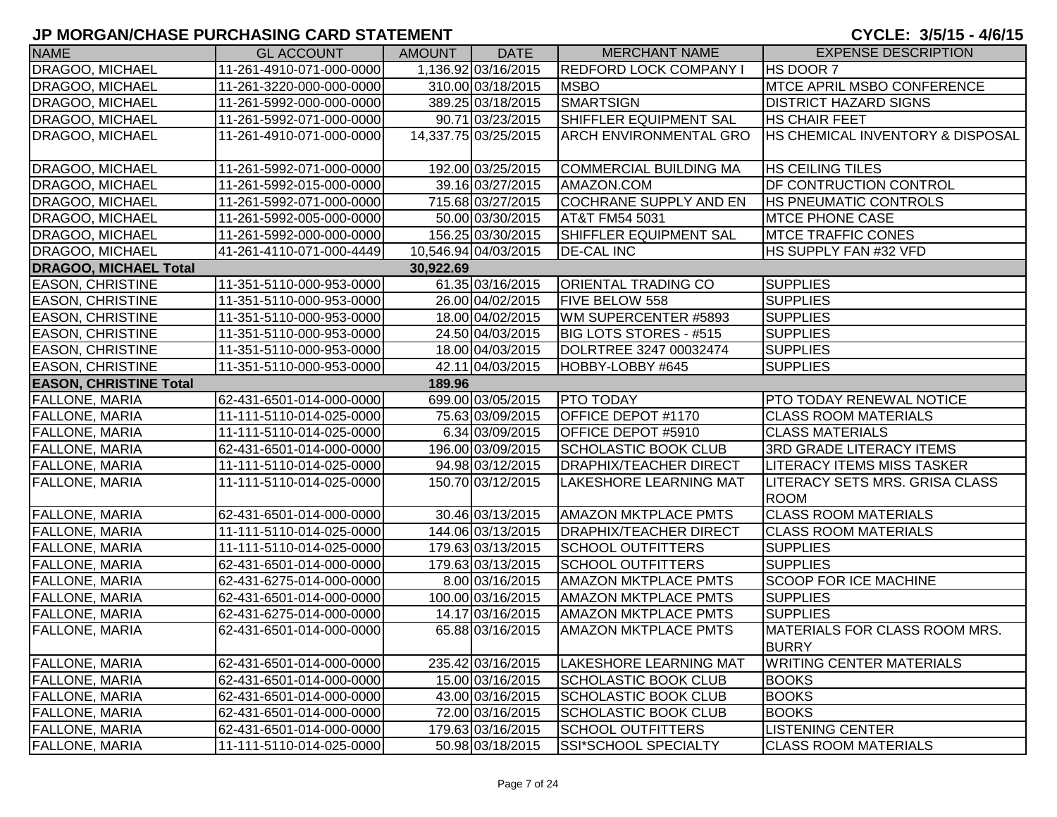# JP MORGAN/CHASE PURCHASING CARD STATEMENT

**CYCLE: 3/5/15 - 4/6/15**

| NAME | GL ACCOUNT | AMOUNT | DATE | MERCHANT NAME | EXPENSE DESCRIPTION |
|---|---|---|---|---|---|
| DRAGOO, MICHAEL | 11-261-4910-071-000-0000 | 1,136.92 | 03/16/2015 | REDFORD LOCK COMPANY I | HS DOOR 7 |
| DRAGOO, MICHAEL | 11-261-3220-000-000-0000 | 310.00 | 03/18/2015 | MSBO | MTCE APRIL MSBO CONFERENCE |
| DRAGOO, MICHAEL | 11-261-5992-000-000-0000 | 389.25 | 03/18/2015 | SMARTSIGN | DISTRICT HAZARD SIGNS |
| DRAGOO, MICHAEL | 11-261-5992-071-000-0000 | 90.71 | 03/23/2015 | SHIFFLER EQUIPMENT SAL | HS CHAIR FEET |
| DRAGOO, MICHAEL | 11-261-4910-071-000-0000 | 14,337.75 | 03/25/2015 | ARCH ENVIRONMENTAL GRO | HS CHEMICAL INVENTORY & DISPOSAL |
| DRAGOO, MICHAEL | 11-261-5992-071-000-0000 | 192.00 | 03/25/2015 | COMMERCIAL BUILDING MA | HS CEILING TILES |
| DRAGOO, MICHAEL | 11-261-5992-015-000-0000 | 39.16 | 03/27/2015 | AMAZON.COM | DF CONTRUCTION CONTROL |
| DRAGOO, MICHAEL | 11-261-5992-071-000-0000 | 715.68 | 03/27/2015 | COCHRANE SUPPLY AND EN | HS PNEUMATIC CONTROLS |
| DRAGOO, MICHAEL | 11-261-5992-005-000-0000 | 50.00 | 03/30/2015 | AT&T FM54 5031 | MTCE PHONE CASE |
| DRAGOO, MICHAEL | 11-261-5992-000-000-0000 | 156.25 | 03/30/2015 | SHIFFLER EQUIPMENT SAL | MTCE TRAFFIC CONES |
| DRAGOO, MICHAEL | 41-261-4110-071-000-4449 | 10,546.94 | 04/03/2015 | DE-CAL INC | HS SUPPLY FAN #32 VFD |
| **DRAGOO, MICHAEL Total** | | **30,922.69** | | | |
| EASON, CHRISTINE | 11-351-5110-000-953-0000 | 61.35 | 03/16/2015 | ORIENTAL TRADING CO | SUPPLIES |
| EASON, CHRISTINE | 11-351-5110-000-953-0000 | 26.00 | 04/02/2015 | FIVE BELOW 558 | SUPPLIES |
| EASON, CHRISTINE | 11-351-5110-000-953-0000 | 18.00 | 04/02/2015 | WM SUPERCENTER #5893 | SUPPLIES |
| EASON, CHRISTINE | 11-351-5110-000-953-0000 | 24.50 | 04/03/2015 | BIG LOTS STORES - #515 | SUPPLIES |
| EASON, CHRISTINE | 11-351-5110-000-953-0000 | 18.00 | 04/03/2015 | DOLRTREE 3247 00032474 | SUPPLIES |
| EASON, CHRISTINE | 11-351-5110-000-953-0000 | 42.11 | 04/03/2015 | HOBBY-LOBBY #645 | SUPPLIES |
| **EASON, CHRISTINE Total** | | **189.96** | | | |
| FALLONE, MARIA | 62-431-6501-014-000-0000 | 699.00 | 03/05/2015 | PTO TODAY | PTO TODAY RENEWAL NOTICE |
| FALLONE, MARIA | 11-111-5110-014-025-0000 | 75.63 | 03/09/2015 | OFFICE DEPOT #1170 | CLASS ROOM MATERIALS |
| FALLONE, MARIA | 11-111-5110-014-025-0000 | 6.34 | 03/09/2015 | OFFICE DEPOT #5910 | CLASS MATERIALS |
| FALLONE, MARIA | 62-431-6501-014-000-0000 | 196.00 | 03/09/2015 | SCHOLASTIC BOOK CLUB | 3RD GRADE LITERACY ITEMS |
| FALLONE, MARIA | 11-111-5110-014-025-0000 | 94.98 | 03/12/2015 | DRAPHIX/TEACHER DIRECT | LITERACY ITEMS MISS TASKER |
| FALLONE, MARIA | 11-111-5110-014-025-0000 | 150.70 | 03/12/2015 | LAKESHORE LEARNING MAT | LITERACY SETS MRS. GRISA CLASS ROOM |
| FALLONE, MARIA | 62-431-6501-014-000-0000 | 30.46 | 03/13/2015 | AMAZON MKTPLACE PMTS | CLASS ROOM MATERIALS |
| FALLONE, MARIA | 11-111-5110-014-025-0000 | 144.06 | 03/13/2015 | DRAPHIX/TEACHER DIRECT | CLASS ROOM MATERIALS |
| FALLONE, MARIA | 11-111-5110-014-025-0000 | 179.63 | 03/13/2015 | SCHOOL OUTFITTERS | SUPPLIES |
| FALLONE, MARIA | 62-431-6501-014-000-0000 | 179.63 | 03/13/2015 | SCHOOL OUTFITTERS | SUPPLIES |
| FALLONE, MARIA | 62-431-6275-014-000-0000 | 8.00 | 03/16/2015 | AMAZON MKTPLACE PMTS | SCOOP FOR ICE MACHINE |
| FALLONE, MARIA | 62-431-6501-014-000-0000 | 100.00 | 03/16/2015 | AMAZON MKTPLACE PMTS | SUPPLIES |
| FALLONE, MARIA | 62-431-6275-014-000-0000 | 14.17 | 03/16/2015 | AMAZON MKTPLACE PMTS | SUPPLIES |
| FALLONE, MARIA | 62-431-6501-014-000-0000 | 65.88 | 03/16/2015 | AMAZON MKTPLACE PMTS | MATERIALS FOR CLASS ROOM MRS. BURRY |
| FALLONE, MARIA | 62-431-6501-014-000-0000 | 235.42 | 03/16/2015 | LAKESHORE LEARNING MAT | WRITING CENTER MATERIALS |
| FALLONE, MARIA | 62-431-6501-014-000-0000 | 15.00 | 03/16/2015 | SCHOLASTIC BOOK CLUB | BOOKS |
| FALLONE, MARIA | 62-431-6501-014-000-0000 | 43.00 | 03/16/2015 | SCHOLASTIC BOOK CLUB | BOOKS |
| FALLONE, MARIA | 62-431-6501-014-000-0000 | 72.00 | 03/16/2015 | SCHOLASTIC BOOK CLUB | BOOKS |
| FALLONE, MARIA | 62-431-6501-014-000-0000 | 179.63 | 03/16/2015 | SCHOOL OUTFITTERS | LISTENING CENTER |
| FALLONE, MARIA | 11-111-5110-014-025-0000 | 50.98 | 03/18/2015 | SSI*SCHOOL SPECIALTY | CLASS ROOM MATERIALS |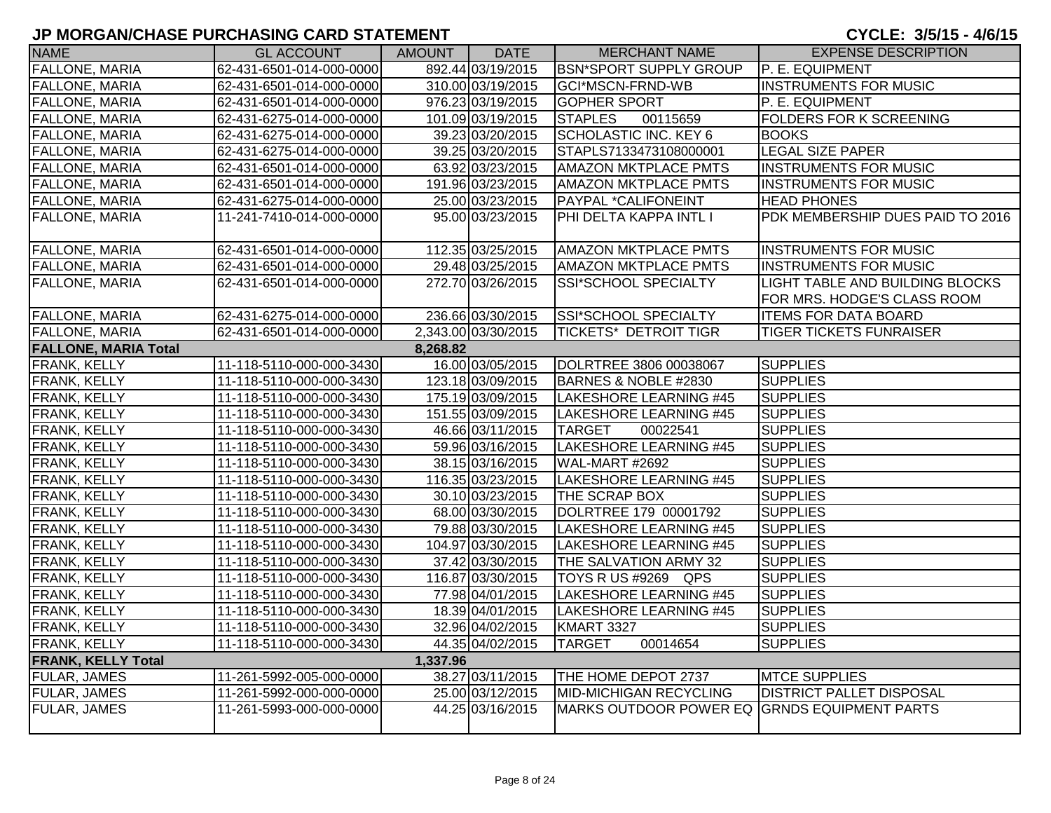# JP MORGAN/CHASE PURCHASING CARD STATEMENT

**CYCLE: 3/5/15 - 4/6/15**

| NAME | GL ACCOUNT | AMOUNT | DATE | MERCHANT NAME | EXPENSE DESCRIPTION |
|---|---|---|---|---|---|
| FALLONE, MARIA | 62-431-6501-014-000-0000 | 892.44 | 03/19/2015 | BSN*SPORT SUPPLY GROUP | P. E. EQUIPMENT |
| FALLONE, MARIA | 62-431-6501-014-000-0000 | 310.00 | 03/19/2015 | GCI*MSCN-FRND-WB | INSTRUMENTS FOR MUSIC |
| FALLONE, MARIA | 62-431-6501-014-000-0000 | 976.23 | 03/19/2015 | GOPHER SPORT | P. E. EQUIPMENT |
| FALLONE, MARIA | 62-431-6275-014-000-0000 | 101.09 | 03/19/2015 | STAPLES 00115659 | FOLDERS FOR K SCREENING |
| FALLONE, MARIA | 62-431-6275-014-000-0000 | 39.23 | 03/20/2015 | SCHOLASTIC INC. KEY 6 | BOOKS |
| FALLONE, MARIA | 62-431-6275-014-000-0000 | 39.25 | 03/20/2015 | STAPLS7133473108000001 | LEGAL SIZE PAPER |
| FALLONE, MARIA | 62-431-6501-014-000-0000 | 63.92 | 03/23/2015 | AMAZON MKTPLACE PMTS | INSTRUMENTS FOR MUSIC |
| FALLONE, MARIA | 62-431-6501-014-000-0000 | 191.96 | 03/23/2015 | AMAZON MKTPLACE PMTS | INSTRUMENTS FOR MUSIC |
| FALLONE, MARIA | 62-431-6275-014-000-0000 | 25.00 | 03/23/2015 | PAYPAL *CALIFONEINT | HEAD PHONES |
| FALLONE, MARIA | 11-241-7410-014-000-0000 | 95.00 | 03/23/2015 | PHI DELTA KAPPA INTL I | PDK MEMBERSHIP DUES PAID TO 2016 |
| FALLONE, MARIA | 62-431-6501-014-000-0000 | 112.35 | 03/25/2015 | AMAZON MKTPLACE PMTS | INSTRUMENTS FOR MUSIC |
| FALLONE, MARIA | 62-431-6501-014-000-0000 | 29.48 | 03/25/2015 | AMAZON MKTPLACE PMTS | INSTRUMENTS FOR MUSIC |
| FALLONE, MARIA | 62-431-6501-014-000-0000 | 272.70 | 03/26/2015 | SSI*SCHOOL SPECIALTY | LIGHT TABLE AND BUILDING BLOCKS FOR MRS. HODGE'S CLASS ROOM |
| FALLONE, MARIA | 62-431-6275-014-000-0000 | 236.66 | 03/30/2015 | SSI*SCHOOL SPECIALTY | ITEMS FOR DATA BOARD |
| FALLONE, MARIA | 62-431-6501-014-000-0000 | 2,343.00 | 03/30/2015 | TICKETS* DETROIT TIGR | TIGER TICKETS FUNRAISER |
| **FALLONE, MARIA Total** | | **8,268.82** | | | |
| FRANK, KELLY | 11-118-5110-000-000-3430 | 16.00 | 03/05/2015 | DOLRTREE 3806 00038067 | SUPPLIES |
| FRANK, KELLY | 11-118-5110-000-000-3430 | 123.18 | 03/09/2015 | BARNES & NOBLE #2830 | SUPPLIES |
| FRANK, KELLY | 11-118-5110-000-000-3430 | 175.19 | 03/09/2015 | LAKESHORE LEARNING #45 | SUPPLIES |
| FRANK, KELLY | 11-118-5110-000-000-3430 | 151.55 | 03/09/2015 | LAKESHORE LEARNING #45 | SUPPLIES |
| FRANK, KELLY | 11-118-5110-000-000-3430 | 46.66 | 03/11/2015 | TARGET 00022541 | SUPPLIES |
| FRANK, KELLY | 11-118-5110-000-000-3430 | 59.96 | 03/16/2015 | LAKESHORE LEARNING #45 | SUPPLIES |
| FRANK, KELLY | 11-118-5110-000-000-3430 | 38.15 | 03/16/2015 | WAL-MART #2692 | SUPPLIES |
| FRANK, KELLY | 11-118-5110-000-000-3430 | 116.35 | 03/23/2015 | LAKESHORE LEARNING #45 | SUPPLIES |
| FRANK, KELLY | 11-118-5110-000-000-3430 | 30.10 | 03/23/2015 | THE SCRAP BOX | SUPPLIES |
| FRANK, KELLY | 11-118-5110-000-000-3430 | 68.00 | 03/30/2015 | DOLRTREE 179 00001792 | SUPPLIES |
| FRANK, KELLY | 11-118-5110-000-000-3430 | 79.88 | 03/30/2015 | LAKESHORE LEARNING #45 | SUPPLIES |
| FRANK, KELLY | 11-118-5110-000-000-3430 | 104.97 | 03/30/2015 | LAKESHORE LEARNING #45 | SUPPLIES |
| FRANK, KELLY | 11-118-5110-000-000-3430 | 37.42 | 03/30/2015 | THE SALVATION ARMY 32 | SUPPLIES |
| FRANK, KELLY | 11-118-5110-000-000-3430 | 116.87 | 03/30/2015 | TOYS R US #9269 QPS | SUPPLIES |
| FRANK, KELLY | 11-118-5110-000-000-3430 | 77.98 | 04/01/2015 | LAKESHORE LEARNING #45 | SUPPLIES |
| FRANK, KELLY | 11-118-5110-000-000-3430 | 18.39 | 04/01/2015 | LAKESHORE LEARNING #45 | SUPPLIES |
| FRANK, KELLY | 11-118-5110-000-000-3430 | 32.96 | 04/02/2015 | KMART 3327 | SUPPLIES |
| FRANK, KELLY | 11-118-5110-000-000-3430 | 44.35 | 04/02/2015 | TARGET 00014654 | SUPPLIES |
| **FRANK, KELLY Total** | | **1,337.96** | | | |
| FULAR, JAMES | 11-261-5992-005-000-0000 | 38.27 | 03/11/2015 | THE HOME DEPOT 2737 | MTCE SUPPLIES |
| FULAR, JAMES | 11-261-5992-000-000-0000 | 25.00 | 03/12/2015 | MID-MICHIGAN RECYCLING | DISTRICT PALLET DISPOSAL |
| FULAR, JAMES | 11-261-5993-000-000-0000 | 44.25 | 03/16/2015 | MARKS OUTDOOR POWER EQ | GRNDS EQUIPMENT PARTS |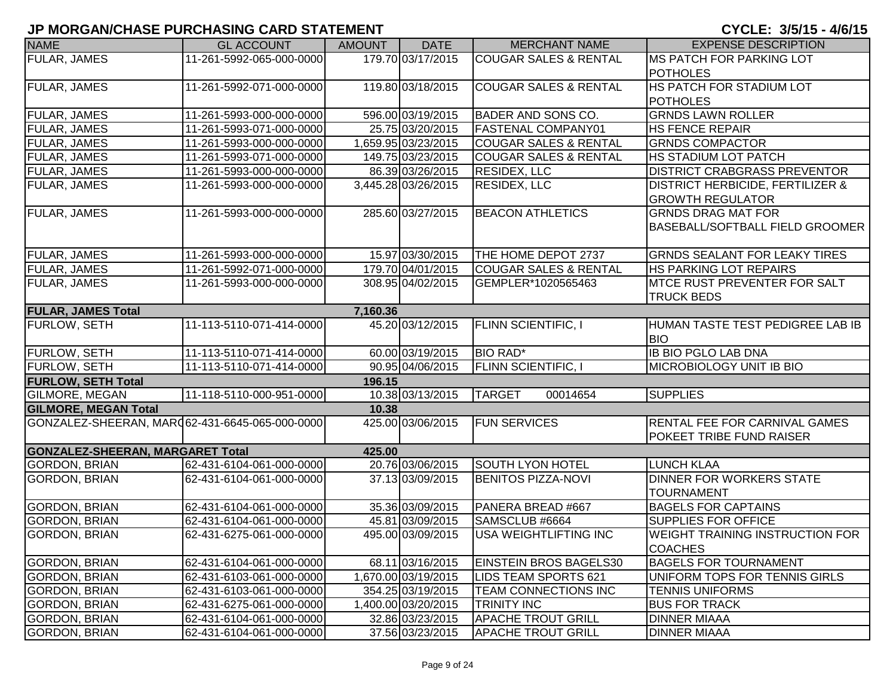# JP MORGAN/CHASE PURCHASING CARD STATEMENT

**CYCLE: 3/5/15 - 4/6/15**

| NAME | GL ACCOUNT | AMOUNT | DATE | MERCHANT NAME | EXPENSE DESCRIPTION |
|---|---|---|---|---|---|
| FULAR, JAMES | 11-261-5992-065-000-0000 | 179.70 | 03/17/2015 | COUGAR SALES & RENTAL | MS PATCH FOR PARKING LOT POTHOLES |
| FULAR, JAMES | 11-261-5992-071-000-0000 | 119.80 | 03/18/2015 | COUGAR SALES & RENTAL | HS PATCH FOR STADIUM LOT POTHOLES |
| FULAR, JAMES | 11-261-5993-000-000-0000 | 596.00 | 03/19/2015 | BADER AND SONS CO. | GRNDS LAWN ROLLER |
| FULAR, JAMES | 11-261-5993-071-000-0000 | 25.75 | 03/20/2015 | FASTENAL COMPANY01 | HS FENCE REPAIR |
| FULAR, JAMES | 11-261-5993-000-000-0000 | 1,659.95 | 03/23/2015 | COUGAR SALES & RENTAL | GRNDS COMPACTOR |
| FULAR, JAMES | 11-261-5993-071-000-0000 | 149.75 | 03/23/2015 | COUGAR SALES & RENTAL | HS STADIUM LOT PATCH |
| FULAR, JAMES | 11-261-5993-000-000-0000 | 86.39 | 03/26/2015 | RESIDEX, LLC | DISTRICT CRABGRASS PREVENTOR |
| FULAR, JAMES | 11-261-5993-000-000-0000 | 3,445.28 | 03/26/2015 | RESIDEX, LLC | DISTRICT HERBICIDE, FERTILIZER & GROWTH REGULATOR |
| FULAR, JAMES | 11-261-5993-000-000-0000 | 285.60 | 03/27/2015 | BEACON ATHLETICS | GRNDS DRAG MAT FOR BASEBALL/SOFTBALL FIELD GROOMER |
| FULAR, JAMES | 11-261-5993-000-000-0000 | 15.97 | 03/30/2015 | THE HOME DEPOT 2737 | GRNDS SEALANT FOR LEAKY TIRES |
| FULAR, JAMES | 11-261-5992-071-000-0000 | 179.70 | 04/01/2015 | COUGAR SALES & RENTAL | HS PARKING LOT REPAIRS |
| FULAR, JAMES | 11-261-5993-000-000-0000 | 308.95 | 04/02/2015 | GEMPLER*1020565463 | MTCE RUST PREVENTER FOR SALT TRUCK BEDS |
| **FULAR, JAMES Total** | | **7,160.36** | | | |
| FURLOW, SETH | 11-113-5110-071-414-0000 | 45.20 | 03/12/2015 | FLINN SCIENTIFIC, I | HUMAN TASTE TEST PEDIGREE LAB IB BIO |
| FURLOW, SETH | 11-113-5110-071-414-0000 | 60.00 | 03/19/2015 | BIO RAD* | IB BIO PGLO LAB DNA |
| FURLOW, SETH | 11-113-5110-071-414-0000 | 90.95 | 04/06/2015 | FLINN SCIENTIFIC, I | MICROBIOLOGY UNIT IB BIO |
| **FURLOW, SETH Total** | | **196.15** | | | |
| GILMORE, MEGAN | 11-118-5110-000-951-0000 | 10.38 | 03/13/2015 | TARGET 00014654 | SUPPLIES |
| **GILMORE, MEGAN Total** | | **10.38** | | | |
| GONZALEZ-SHEERAN, MARG | 62-431-6645-065-000-0000 | 425.00 | 03/06/2015 | FUN SERVICES | RENTAL FEE FOR CARNIVAL GAMES POKEET TRIBE FUND RAISER |
| **GONZALEZ-SHEERAN, MARGARET Total** | | **425.00** | | | |
| GORDON, BRIAN | 62-431-6104-061-000-0000 | 20.76 | 03/06/2015 | SOUTH LYON HOTEL | LUNCH KLAA |
| GORDON, BRIAN | 62-431-6104-061-000-0000 | 37.13 | 03/09/2015 | BENITOS PIZZA-NOVI | DINNER FOR WORKERS STATE TOURNAMENT |
| GORDON, BRIAN | 62-431-6104-061-000-0000 | 35.36 | 03/09/2015 | PANERA BREAD #667 | BAGELS FOR CAPTAINS |
| GORDON, BRIAN | 62-431-6104-061-000-0000 | 45.81 | 03/09/2015 | SAMSCLUB #6664 | SUPPLIES FOR OFFICE |
| GORDON, BRIAN | 62-431-6275-061-000-0000 | 495.00 | 03/09/2015 | USA WEIGHTLIFTING INC | WEIGHT TRAINING INSTRUCTION FOR COACHES |
| GORDON, BRIAN | 62-431-6104-061-000-0000 | 68.11 | 03/16/2015 | EINSTEIN BROS BAGELS30 | BAGELS FOR TOURNAMENT |
| GORDON, BRIAN | 62-431-6103-061-000-0000 | 1,670.00 | 03/19/2015 | LIDS TEAM SPORTS 621 | UNIFORM TOPS FOR TENNIS GIRLS |
| GORDON, BRIAN | 62-431-6103-061-000-0000 | 354.25 | 03/19/2015 | TEAM CONNECTIONS INC | TENNIS UNIFORMS |
| GORDON, BRIAN | 62-431-6275-061-000-0000 | 1,400.00 | 03/20/2015 | TRINITY INC | BUS FOR TRACK |
| GORDON, BRIAN | 62-431-6104-061-000-0000 | 32.86 | 03/23/2015 | APACHE TROUT GRILL | DINNER MIAAA |
| GORDON, BRIAN | 62-431-6104-061-000-0000 | 37.56 | 03/23/2015 | APACHE TROUT GRILL | DINNER MIAAA |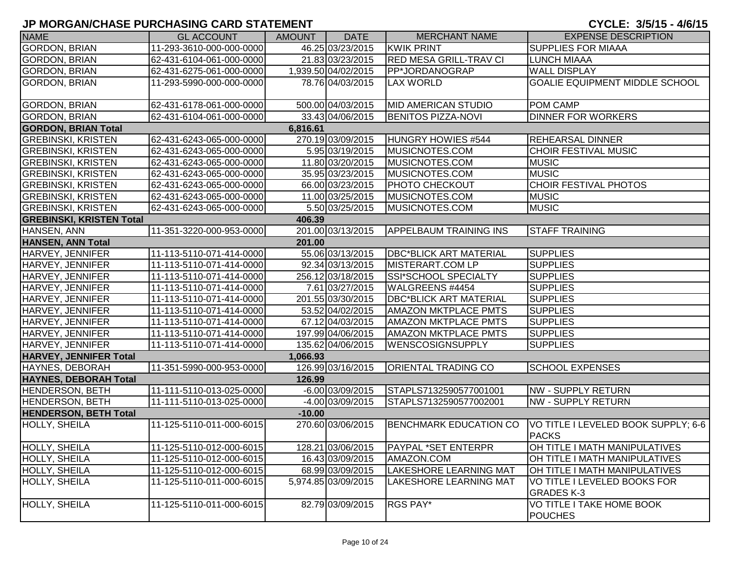## JP MORGAN/CHASE PURCHASING CARD STATEMENT

**CYCLE: 3/5/15 - 4/6/15**

| NAME | GL ACCOUNT | AMOUNT | DATE | MERCHANT NAME | EXPENSE DESCRIPTION |
|---|---|---|---|---|---|
| GORDON, BRIAN | 11-293-3610-000-000-0000 | 46.25 | 03/23/2015 | KWIK PRINT | SUPPLIES FOR MIAAA |
| GORDON, BRIAN | 62-431-6104-061-000-0000 | 21.83 | 03/23/2015 | RED MESA GRILL-TRAV CI | LUNCH MIAAA |
| GORDON, BRIAN | 62-431-6275-061-000-0000 | 1,939.50 | 04/02/2015 | PP*JORDANOGRAP | WALL DISPLAY |
| GORDON, BRIAN | 11-293-5990-000-000-0000 | 78.76 | 04/03/2015 | LAX WORLD | GOALIE EQUIPMENT MIDDLE SCHOOL |
| GORDON, BRIAN | 62-431-6178-061-000-0000 | 500.00 | 04/03/2015 | MID AMERICAN STUDIO | POM CAMP |
| GORDON, BRIAN | 62-431-6104-061-000-0000 | 33.43 | 04/06/2015 | BENITOS PIZZA-NOVI | DINNER FOR WORKERS |
| **GORDON, BRIAN Total** | | **6,816.61** | | | |
| GREBINSKI, KRISTEN | 62-431-6243-065-000-0000 | 270.19 | 03/09/2015 | HUNGRY HOWIES #544 | REHEARSAL DINNER |
| GREBINSKI, KRISTEN | 62-431-6243-065-000-0000 | 5.95 | 03/19/2015 | MUSICNOTES.COM | CHOIR FESTIVAL MUSIC |
| GREBINSKI, KRISTEN | 62-431-6243-065-000-0000 | 11.80 | 03/20/2015 | MUSICNOTES.COM | MUSIC |
| GREBINSKI, KRISTEN | 62-431-6243-065-000-0000 | 35.95 | 03/23/2015 | MUSICNOTES.COM | MUSIC |
| GREBINSKI, KRISTEN | 62-431-6243-065-000-0000 | 66.00 | 03/23/2015 | PHOTO CHECKOUT | CHOIR FESTIVAL PHOTOS |
| GREBINSKI, KRISTEN | 62-431-6243-065-000-0000 | 11.00 | 03/25/2015 | MUSICNOTES.COM | MUSIC |
| GREBINSKI, KRISTEN | 62-431-6243-065-000-0000 | 5.50 | 03/25/2015 | MUSICNOTES.COM | MUSIC |
| **GREBINSKI, KRISTEN Total** | | **406.39** | | | |
| HANSEN, ANN | 11-351-3220-000-953-0000 | 201.00 | 03/13/2015 | APPELBAUM TRAINING INS | STAFF TRAINING |
| **HANSEN, ANN Total** | | **201.00** | | | |
| HARVEY, JENNIFER | 11-113-5110-071-414-0000 | 55.06 | 03/13/2015 | DBC*BLICK ART MATERIAL | SUPPLIES |
| HARVEY, JENNIFER | 11-113-5110-071-414-0000 | 92.34 | 03/13/2015 | MISTERART.COM LP | SUPPLIES |
| HARVEY, JENNIFER | 11-113-5110-071-414-0000 | 256.12 | 03/18/2015 | SSI*SCHOOL SPECIALTY | SUPPLIES |
| HARVEY, JENNIFER | 11-113-5110-071-414-0000 | 7.61 | 03/27/2015 | WALGREENS #4454 | SUPPLIES |
| HARVEY, JENNIFER | 11-113-5110-071-414-0000 | 201.55 | 03/30/2015 | DBC*BLICK ART MATERIAL | SUPPLIES |
| HARVEY, JENNIFER | 11-113-5110-071-414-0000 | 53.52 | 04/02/2015 | AMAZON MKTPLACE PMTS | SUPPLIES |
| HARVEY, JENNIFER | 11-113-5110-071-414-0000 | 67.12 | 04/03/2015 | AMAZON MKTPLACE PMTS | SUPPLIES |
| HARVEY, JENNIFER | 11-113-5110-071-414-0000 | 197.99 | 04/06/2015 | AMAZON MKTPLACE PMTS | SUPPLIES |
| HARVEY, JENNIFER | 11-113-5110-071-414-0000 | 135.62 | 04/06/2015 | WENSCOSIGNSUPPLY | SUPPLIES |
| **HARVEY, JENNIFER Total** | | **1,066.93** | | | |
| HAYNES, DEBORAH | 11-351-5990-000-953-0000 | 126.99 | 03/16/2015 | ORIENTAL TRADING CO | SCHOOL EXPENSES |
| **HAYNES, DEBORAH Total** | | **126.99** | | | |
| HENDERSON, BETH | 11-111-5110-013-025-0000 | -6.00 | 03/09/2015 | STAPLS7132590577001001 | NW - SUPPLY RETURN |
| HENDERSON, BETH | 11-111-5110-013-025-0000 | -4.00 | 03/09/2015 | STAPLS7132590577002001 | NW - SUPPLY RETURN |
| **HENDERSON, BETH Total** | | **-10.00** | | | |
| HOLLY, SHEILA | 11-125-5110-011-000-6015 | 270.60 | 03/06/2015 | BENCHMARK EDUCATION CO | VO TITLE I LEVELED BOOK SUPPLY; 6-6 PACKS |
| HOLLY, SHEILA | 11-125-5110-012-000-6015 | 128.21 | 03/06/2015 | PAYPAL *SET ENTERPR | OH TITLE I MATH MANIPULATIVES |
| HOLLY, SHEILA | 11-125-5110-012-000-6015 | 16.43 | 03/09/2015 | AMAZON.COM | OH TITLE I MATH MANIPULATIVES |
| HOLLY, SHEILA | 11-125-5110-012-000-6015 | 68.99 | 03/09/2015 | LAKESHORE LEARNING MAT | OH TITLE I MATH MANIPULATIVES |
| HOLLY, SHEILA | 11-125-5110-011-000-6015 | 5,974.85 | 03/09/2015 | LAKESHORE LEARNING MAT | VO TITLE I LEVELED BOOKS FOR GRADES K-3 |
| HOLLY, SHEILA | 11-125-5110-011-000-6015 | 82.79 | 03/09/2015 | RGS PAY* | VO TITLE I TAKE HOME BOOK POUCHES |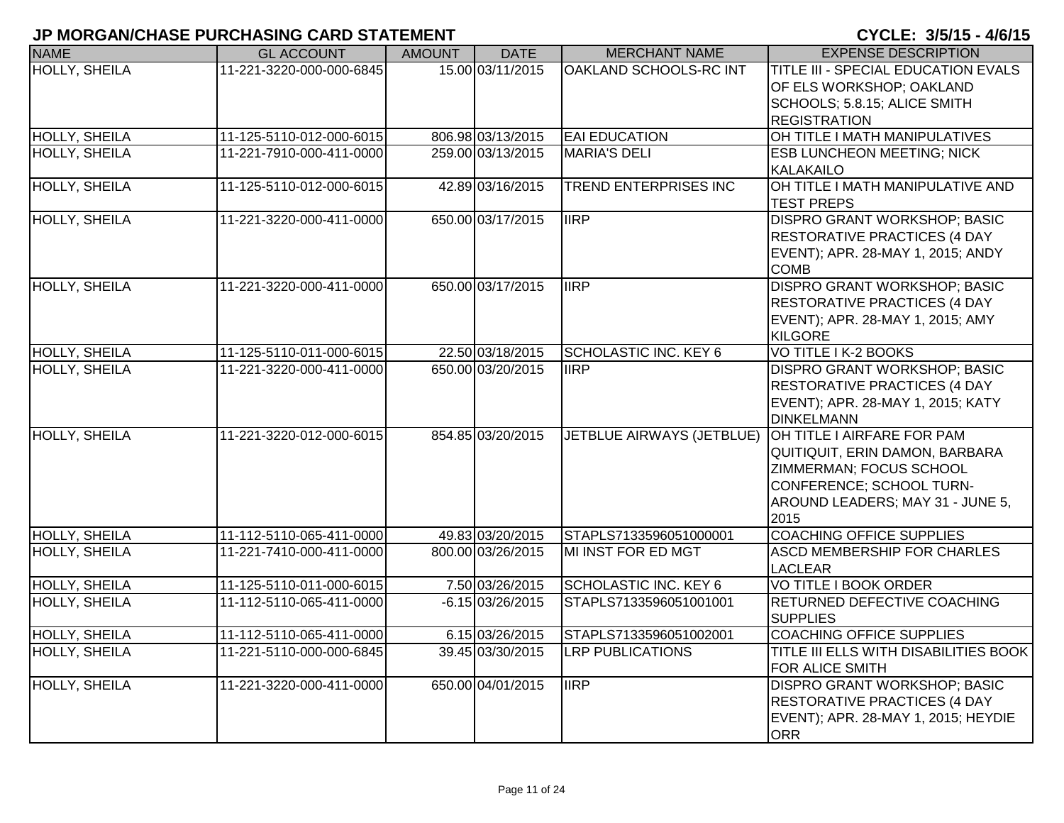# JP MORGAN/CHASE PURCHASING CARD STATEMENT

**CYCLE: 3/5/15 - 4/6/15**

| NAME | GL ACCOUNT | AMOUNT | DATE | MERCHANT NAME | EXPENSE DESCRIPTION |
|---|---|---|---|---|---|
| HOLLY, SHEILA | 11-221-3220-000-000-6845 | 15.00 | 03/11/2015 | OAKLAND SCHOOLS-RC INT | TITLE III - SPECIAL EDUCATION EVALS OF ELS WORKSHOP; OAKLAND SCHOOLS; 5.8.15; ALICE SMITH REGISTRATION |
| HOLLY, SHEILA | 11-125-5110-012-000-6015 | 806.98 | 03/13/2015 | EAI EDUCATION | OH TITLE I MATH MANIPULATIVES |
| HOLLY, SHEILA | 11-221-7910-000-411-0000 | 259.00 | 03/13/2015 | MARIA'S DELI | ESB LUNCHEON MEETING; NICK KALAKAILO |
| HOLLY, SHEILA | 11-125-5110-012-000-6015 | 42.89 | 03/16/2015 | TREND ENTERPRISES INC | OH TITLE I MATH MANIPULATIVE AND TEST PREPS |
| HOLLY, SHEILA | 11-221-3220-000-411-0000 | 650.00 | 03/17/2015 | IIRP | DISPRO GRANT WORKSHOP; BASIC RESTORATIVE PRACTICES (4 DAY EVENT); APR. 28-MAY 1, 2015; ANDY COMB |
| HOLLY, SHEILA | 11-221-3220-000-411-0000 | 650.00 | 03/17/2015 | IIRP | DISPRO GRANT WORKSHOP; BASIC RESTORATIVE PRACTICES (4 DAY EVENT); APR. 28-MAY 1, 2015; AMY KILGORE |
| HOLLY, SHEILA | 11-125-5110-011-000-6015 | 22.50 | 03/18/2015 | SCHOLASTIC INC. KEY 6 | VO TITLE I K-2 BOOKS |
| HOLLY, SHEILA | 11-221-3220-000-411-0000 | 650.00 | 03/20/2015 | IIRP | DISPRO GRANT WORKSHOP; BASIC RESTORATIVE PRACTICES (4 DAY EVENT); APR. 28-MAY 1, 2015; KATY DINKELMANN |
| HOLLY, SHEILA | 11-221-3220-012-000-6015 | 854.85 | 03/20/2015 | JETBLUE AIRWAYS (JETBLUE) | OH TITLE I AIRFARE FOR PAM QUITIQUIT, ERIN DAMON, BARBARA ZIMMERMAN; FOCUS SCHOOL CONFERENCE; SCHOOL TURN-AROUND LEADERS; MAY 31 - JUNE 5, 2015 |
| HOLLY, SHEILA | 11-112-5110-065-411-0000 | 49.83 | 03/20/2015 | STAPLS7133596051000001 | COACHING OFFICE SUPPLIES |
| HOLLY, SHEILA | 11-221-7410-000-411-0000 | 800.00 | 03/26/2015 | MI INST FOR ED MGT | ASCD MEMBERSHIP FOR CHARLES LACLEAR |
| HOLLY, SHEILA | 11-125-5110-011-000-6015 | 7.50 | 03/26/2015 | SCHOLASTIC INC. KEY 6 | VO TITLE I BOOK ORDER |
| HOLLY, SHEILA | 11-112-5110-065-411-0000 | -6.15 | 03/26/2015 | STAPLS7133596051001001 | RETURNED DEFECTIVE COACHING SUPPLIES |
| HOLLY, SHEILA | 11-112-5110-065-411-0000 | 6.15 | 03/26/2015 | STAPLS7133596051002001 | COACHING OFFICE SUPPLIES |
| HOLLY, SHEILA | 11-221-5110-000-000-6845 | 39.45 | 03/30/2015 | LRP PUBLICATIONS | TITLE III ELLS WITH DISABILITIES BOOK FOR ALICE SMITH |
| HOLLY, SHEILA | 11-221-3220-000-411-0000 | 650.00 | 04/01/2015 | IIRP | DISPRO GRANT WORKSHOP; BASIC RESTORATIVE PRACTICES (4 DAY EVENT); APR. 28-MAY 1, 2015; HEYDIE ORR |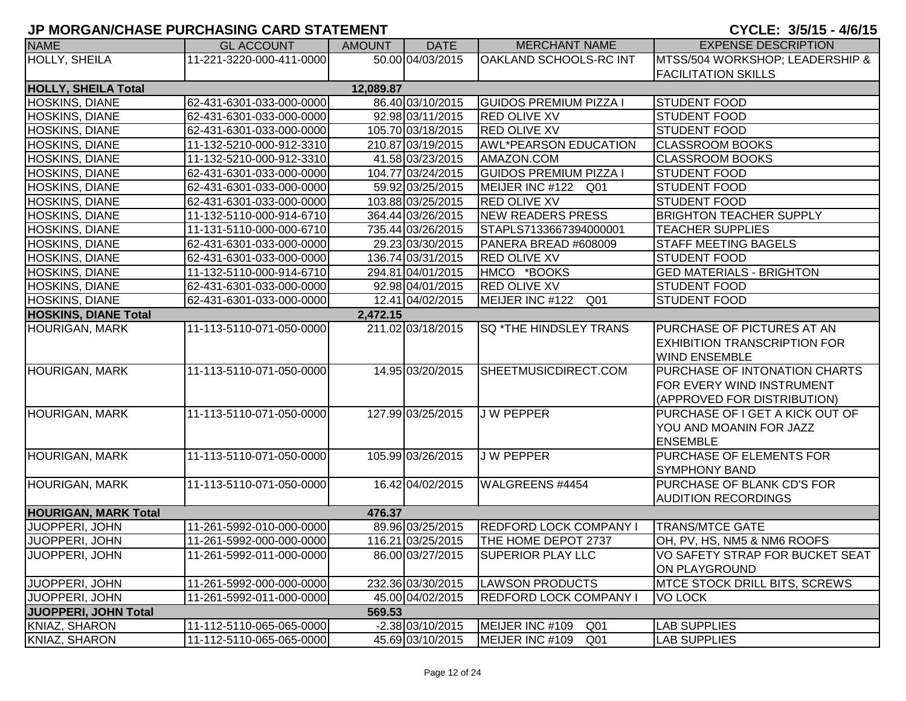# JP MORGAN/CHASE PURCHASING CARD STATEMENT

**CYCLE: 3/5/15 - 4/6/15**

| NAME | GL ACCOUNT | AMOUNT | DATE | MERCHANT NAME | EXPENSE DESCRIPTION |
|---|---|---|---|---|---|
| HOLLY, SHEILA | 11-221-3220-000-411-0000 | 50.00 | 04/03/2015 | OAKLAND SCHOOLS-RC INT | MTSS/504 WORKSHOP; LEADERSHIP & FACILITATION SKILLS |
| **HOLLY, SHEILA Total** | | **12,089.87** | | | |
| HOSKINS, DIANE | 62-431-6301-033-000-0000 | 86.40 | 03/10/2015 | GUIDOS PREMIUM PIZZA I | STUDENT FOOD |
| HOSKINS, DIANE | 62-431-6301-033-000-0000 | 92.98 | 03/11/2015 | RED OLIVE XV | STUDENT FOOD |
| HOSKINS, DIANE | 62-431-6301-033-000-0000 | 105.70 | 03/18/2015 | RED OLIVE XV | STUDENT FOOD |
| HOSKINS, DIANE | 11-132-5210-000-912-3310 | 210.87 | 03/19/2015 | AWL*PEARSON EDUCATION | CLASSROOM BOOKS |
| HOSKINS, DIANE | 11-132-5210-000-912-3310 | 41.58 | 03/23/2015 | AMAZON.COM | CLASSROOM BOOKS |
| HOSKINS, DIANE | 62-431-6301-033-000-0000 | 104.77 | 03/24/2015 | GUIDOS PREMIUM PIZZA I | STUDENT FOOD |
| HOSKINS, DIANE | 62-431-6301-033-000-0000 | 59.92 | 03/25/2015 | MEIJER INC #122 Q01 | STUDENT FOOD |
| HOSKINS, DIANE | 62-431-6301-033-000-0000 | 103.88 | 03/25/2015 | RED OLIVE XV | STUDENT FOOD |
| HOSKINS, DIANE | 11-132-5110-000-914-6710 | 364.44 | 03/26/2015 | NEW READERS PRESS | BRIGHTON TEACHER SUPPLY |
| HOSKINS, DIANE | 11-131-5110-000-000-6710 | 735.44 | 03/26/2015 | STAPLS7133667394000001 | TEACHER SUPPLIES |
| HOSKINS, DIANE | 62-431-6301-033-000-0000 | 29.23 | 03/30/2015 | PANERA BREAD #608009 | STAFF MEETING BAGELS |
| HOSKINS, DIANE | 62-431-6301-033-000-0000 | 136.74 | 03/31/2015 | RED OLIVE XV | STUDENT FOOD |
| HOSKINS, DIANE | 11-132-5110-000-914-6710 | 294.81 | 04/01/2015 | HMCO *BOOKS | GED MATERIALS - BRIGHTON |
| HOSKINS, DIANE | 62-431-6301-033-000-0000 | 92.98 | 04/01/2015 | RED OLIVE XV | STUDENT FOOD |
| HOSKINS, DIANE | 62-431-6301-033-000-0000 | 12.41 | 04/02/2015 | MEIJER INC #122 Q01 | STUDENT FOOD |
| **HOSKINS, DIANE Total** | | **2,472.15** | | | |
| HOURIGAN, MARK | 11-113-5110-071-050-0000 | 211.02 | 03/18/2015 | SQ *THE HINDSLEY TRANS | PURCHASE OF PICTURES AT AN EXHIBITION TRANSCRIPTION FOR WIND ENSEMBLE |
| HOURIGAN, MARK | 11-113-5110-071-050-0000 | 14.95 | 03/20/2015 | SHEETMUSICDIRECT.COM | PURCHASE OF INTONATION CHARTS FOR EVERY WIND INSTRUMENT (APPROVED FOR DISTRIBUTION) |
| HOURIGAN, MARK | 11-113-5110-071-050-0000 | 127.99 | 03/25/2015 | J W PEPPER | PURCHASE OF I GET A KICK OUT OF YOU AND MOANIN FOR JAZZ ENSEMBLE |
| HOURIGAN, MARK | 11-113-5110-071-050-0000 | 105.99 | 03/26/2015 | J W PEPPER | PURCHASE OF ELEMENTS FOR SYMPHONY BAND |
| HOURIGAN, MARK | 11-113-5110-071-050-0000 | 16.42 | 04/02/2015 | WALGREENS #4454 | PURCHASE OF BLANK CD'S FOR AUDITION RECORDINGS |
| **HOURIGAN, MARK Total** | | **476.37** | | | |
| JUOPPERI, JOHN | 11-261-5992-010-000-0000 | 89.96 | 03/25/2015 | REDFORD LOCK COMPANY I | TRANS/MTCE GATE |
| JUOPPERI, JOHN | 11-261-5992-000-000-0000 | 116.21 | 03/25/2015 | THE HOME DEPOT 2737 | OH, PV, HS, NM5 & NM6 ROOFS |
| JUOPPERI, JOHN | 11-261-5992-011-000-0000 | 86.00 | 03/27/2015 | SUPERIOR PLAY LLC | VO SAFETY STRAP FOR BUCKET SEAT ON PLAYGROUND |
| JUOPPERI, JOHN | 11-261-5992-000-000-0000 | 232.36 | 03/30/2015 | LAWSON PRODUCTS | MTCE STOCK DRILL BITS, SCREWS |
| JUOPPERI, JOHN | 11-261-5992-011-000-0000 | 45.00 | 04/02/2015 | REDFORD LOCK COMPANY I | VO LOCK |
| **JUOPPERI, JOHN Total** | | **569.53** | | | |
| KNIAZ, SHARON | 11-112-5110-065-065-0000 | -2.38 | 03/10/2015 | MEIJER INC #109 Q01 | LAB SUPPLIES |
| KNIAZ, SHARON | 11-112-5110-065-065-0000 | 45.69 | 03/10/2015 | MEIJER INC #109 Q01 | LAB SUPPLIES |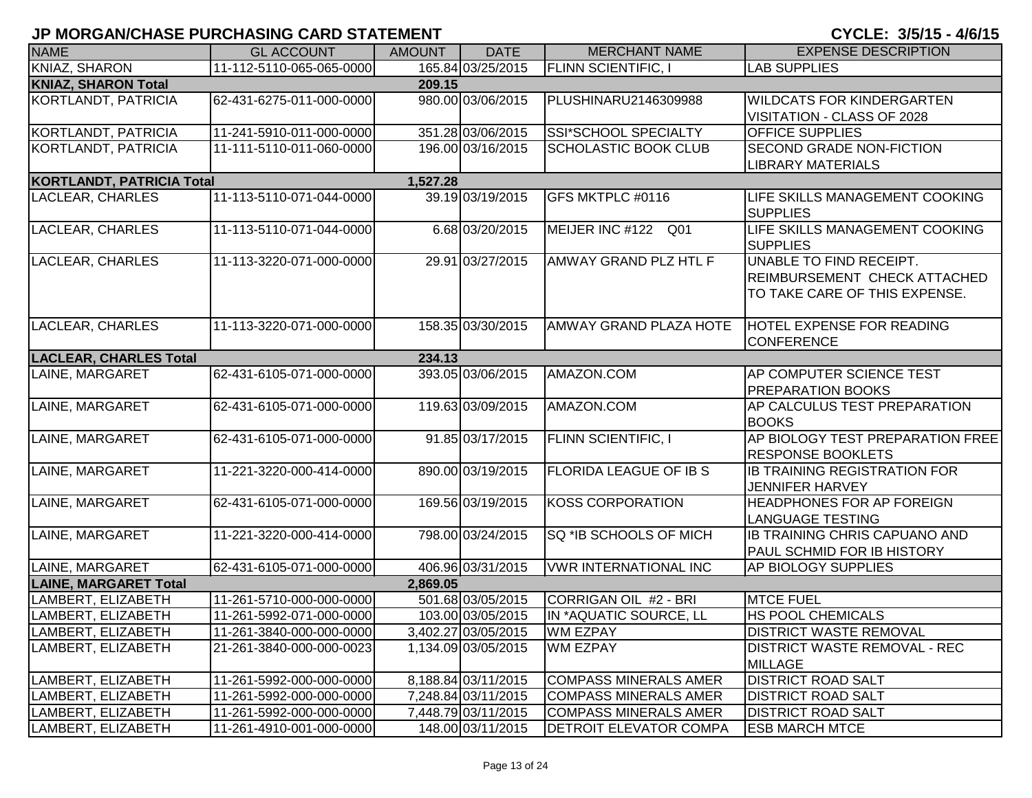# JP MORGAN/CHASE PURCHASING CARD STATEMENT

**CYCLE: 3/5/15 - 4/6/15**

| NAME | GL ACCOUNT | AMOUNT | DATE | MERCHANT NAME | EXPENSE DESCRIPTION |
|---|---|---|---|---|---|
| KNIAZ, SHARON | 11-112-5110-065-065-0000 | 165.84 | 03/25/2015 | FLINN SCIENTIFIC, I | LAB SUPPLIES |
| **KNIAZ, SHARON Total** | | **209.15** | | | |
| KORTLANDT, PATRICIA | 62-431-6275-011-000-0000 | 980.00 | 03/06/2015 | PLUSHINARU2146309988 | WILDCATS FOR KINDERGARTEN VISITATION - CLASS OF 2028 |
| KORTLANDT, PATRICIA | 11-241-5910-011-000-0000 | 351.28 | 03/06/2015 | SSI*SCHOOL SPECIALTY | OFFICE SUPPLIES |
| KORTLANDT, PATRICIA | 11-111-5110-011-060-0000 | 196.00 | 03/16/2015 | SCHOLASTIC BOOK CLUB | SECOND GRADE NON-FICTION LIBRARY MATERIALS |
| **KORTLANDT, PATRICIA Total** | | **1,527.28** | | | |
| LACLEAR, CHARLES | 11-113-5110-071-044-0000 | 39.19 | 03/19/2015 | GFS MKTPLC #0116 | LIFE SKILLS MANAGEMENT COOKING SUPPLIES |
| LACLEAR, CHARLES | 11-113-5110-071-044-0000 | 6.68 | 03/20/2015 | MEIJER INC #122 Q01 | LIFE SKILLS MANAGEMENT COOKING SUPPLIES |
| LACLEAR, CHARLES | 11-113-3220-071-000-0000 | 29.91 | 03/27/2015 | AMWAY GRAND PLZ HTL F | UNABLE TO FIND RECEIPT. REIMBURSEMENT CHECK ATTACHED TO TAKE CARE OF THIS EXPENSE. |
| LACLEAR, CHARLES | 11-113-3220-071-000-0000 | 158.35 | 03/30/2015 | AMWAY GRAND PLAZA HOTE | HOTEL EXPENSE FOR READING CONFERENCE |
| **LACLEAR, CHARLES Total** | | **234.13** | | | |
| LAINE, MARGARET | 62-431-6105-071-000-0000 | 393.05 | 03/06/2015 | AMAZON.COM | AP COMPUTER SCIENCE TEST PREPARATION BOOKS |
| LAINE, MARGARET | 62-431-6105-071-000-0000 | 119.63 | 03/09/2015 | AMAZON.COM | AP CALCULUS TEST PREPARATION BOOKS |
| LAINE, MARGARET | 62-431-6105-071-000-0000 | 91.85 | 03/17/2015 | FLINN SCIENTIFIC, I | AP BIOLOGY TEST PREPARATION FREE RESPONSE BOOKLETS |
| LAINE, MARGARET | 11-221-3220-000-414-0000 | 890.00 | 03/19/2015 | FLORIDA LEAGUE OF IB S | IB TRAINING REGISTRATION FOR JENNIFER HARVEY |
| LAINE, MARGARET | 62-431-6105-071-000-0000 | 169.56 | 03/19/2015 | KOSS CORPORATION | HEADPHONES FOR AP FOREIGN LANGUAGE TESTING |
| LAINE, MARGARET | 11-221-3220-000-414-0000 | 798.00 | 03/24/2015 | SQ *IB SCHOOLS OF MICH | IB TRAINING CHRIS CAPUANO AND PAUL SCHMID FOR IB HISTORY |
| LAINE, MARGARET | 62-431-6105-071-000-0000 | 406.96 | 03/31/2015 | VWR INTERNATIONAL INC | AP BIOLOGY SUPPLIES |
| **LAINE, MARGARET Total** | | **2,869.05** | | | |
| LAMBERT, ELIZABETH | 11-261-5710-000-000-0000 | 501.68 | 03/05/2015 | CORRIGAN OIL #2 - BRI | MTCE FUEL |
| LAMBERT, ELIZABETH | 11-261-5992-071-000-0000 | 103.00 | 03/05/2015 | IN *AQUATIC SOURCE, LL | HS POOL CHEMICALS |
| LAMBERT, ELIZABETH | 11-261-3840-000-000-0000 | 3,402.27 | 03/05/2015 | WM EZPAY | DISTRICT WASTE REMOVAL |
| LAMBERT, ELIZABETH | 21-261-3840-000-000-0023 | 1,134.09 | 03/05/2015 | WM EZPAY | DISTRICT WASTE REMOVAL - REC MILLAGE |
| LAMBERT, ELIZABETH | 11-261-5992-000-000-0000 | 8,188.84 | 03/11/2015 | COMPASS MINERALS AMER | DISTRICT ROAD SALT |
| LAMBERT, ELIZABETH | 11-261-5992-000-000-0000 | 7,248.84 | 03/11/2015 | COMPASS MINERALS AMER | DISTRICT ROAD SALT |
| LAMBERT, ELIZABETH | 11-261-5992-000-000-0000 | 7,448.79 | 03/11/2015 | COMPASS MINERALS AMER | DISTRICT ROAD SALT |
| LAMBERT, ELIZABETH | 11-261-4910-001-000-0000 | 148.00 | 03/11/2015 | DETROIT ELEVATOR COMPA | ESB MARCH MTCE |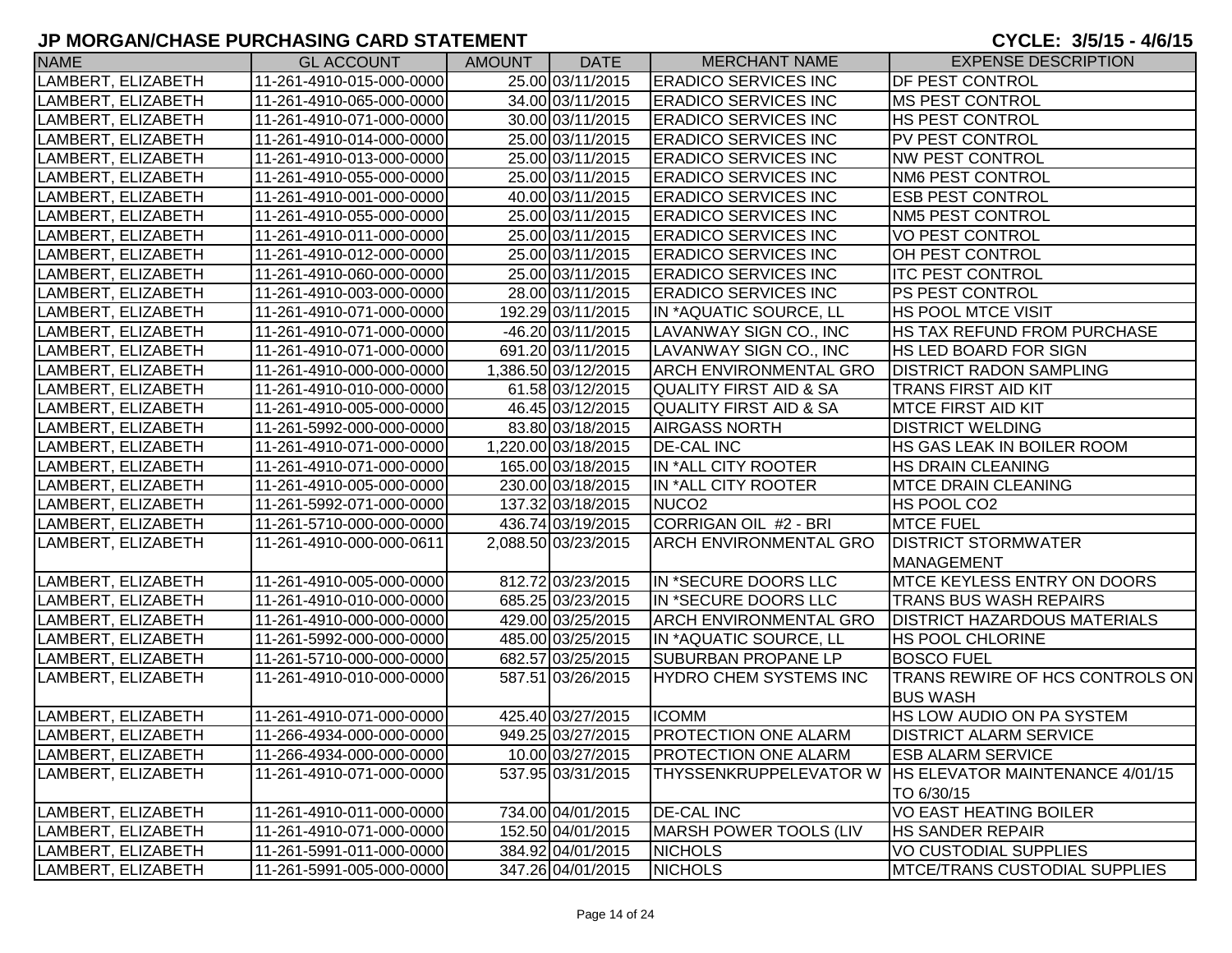## JP MORGAN/CHASE PURCHASING CARD STATEMENT

**CYCLE: 3/5/15 - 4/6/15**

| NAME | GL ACCOUNT | AMOUNT | DATE | MERCHANT NAME | EXPENSE DESCRIPTION |
|---|---|---|---|---|---|
| LAMBERT, ELIZABETH | 11-261-4910-015-000-0000 | 25.00 | 03/11/2015 | ERADICO SERVICES INC | DF PEST CONTROL |
| LAMBERT, ELIZABETH | 11-261-4910-065-000-0000 | 34.00 | 03/11/2015 | ERADICO SERVICES INC | MS PEST CONTROL |
| LAMBERT, ELIZABETH | 11-261-4910-071-000-0000 | 30.00 | 03/11/2015 | ERADICO SERVICES INC | HS PEST CONTROL |
| LAMBERT, ELIZABETH | 11-261-4910-014-000-0000 | 25.00 | 03/11/2015 | ERADICO SERVICES INC | PV PEST CONTROL |
| LAMBERT, ELIZABETH | 11-261-4910-013-000-0000 | 25.00 | 03/11/2015 | ERADICO SERVICES INC | NW PEST CONTROL |
| LAMBERT, ELIZABETH | 11-261-4910-055-000-0000 | 25.00 | 03/11/2015 | ERADICO SERVICES INC | NM6 PEST CONTROL |
| LAMBERT, ELIZABETH | 11-261-4910-001-000-0000 | 40.00 | 03/11/2015 | ERADICO SERVICES INC | ESB PEST CONTROL |
| LAMBERT, ELIZABETH | 11-261-4910-055-000-0000 | 25.00 | 03/11/2015 | ERADICO SERVICES INC | NM5 PEST CONTROL |
| LAMBERT, ELIZABETH | 11-261-4910-011-000-0000 | 25.00 | 03/11/2015 | ERADICO SERVICES INC | VO PEST CONTROL |
| LAMBERT, ELIZABETH | 11-261-4910-012-000-0000 | 25.00 | 03/11/2015 | ERADICO SERVICES INC | OH PEST CONTROL |
| LAMBERT, ELIZABETH | 11-261-4910-060-000-0000 | 25.00 | 03/11/2015 | ERADICO SERVICES INC | ITC PEST CONTROL |
| LAMBERT, ELIZABETH | 11-261-4910-003-000-0000 | 28.00 | 03/11/2015 | ERADICO SERVICES INC | PS PEST CONTROL |
| LAMBERT, ELIZABETH | 11-261-4910-071-000-0000 | 192.29 | 03/11/2015 | IN *AQUATIC SOURCE, LL | HS POOL MTCE VISIT |
| LAMBERT, ELIZABETH | 11-261-4910-071-000-0000 | -46.20 | 03/11/2015 | LAVANWAY SIGN CO., INC | HS TAX REFUND FROM PURCHASE |
| LAMBERT, ELIZABETH | 11-261-4910-071-000-0000 | 691.20 | 03/11/2015 | LAVANWAY SIGN CO., INC | HS LED BOARD FOR SIGN |
| LAMBERT, ELIZABETH | 11-261-4910-000-000-0000 | 1,386.50 | 03/12/2015 | ARCH ENVIRONMENTAL GRO | DISTRICT RADON SAMPLING |
| LAMBERT, ELIZABETH | 11-261-4910-010-000-0000 | 61.58 | 03/12/2015 | QUALITY FIRST AID & SA | TRANS FIRST AID KIT |
| LAMBERT, ELIZABETH | 11-261-4910-005-000-0000 | 46.45 | 03/12/2015 | QUALITY FIRST AID & SA | MTCE FIRST AID KIT |
| LAMBERT, ELIZABETH | 11-261-5992-000-000-0000 | 83.80 | 03/18/2015 | AIRGASS NORTH | DISTRICT WELDING |
| LAMBERT, ELIZABETH | 11-261-4910-071-000-0000 | 1,220.00 | 03/18/2015 | DE-CAL INC | HS GAS LEAK IN BOILER ROOM |
| LAMBERT, ELIZABETH | 11-261-4910-071-000-0000 | 165.00 | 03/18/2015 | IN *ALL CITY ROOTER | HS DRAIN CLEANING |
| LAMBERT, ELIZABETH | 11-261-4910-005-000-0000 | 230.00 | 03/18/2015 | IN *ALL CITY ROOTER | MTCE DRAIN CLEANING |
| LAMBERT, ELIZABETH | 11-261-5992-071-000-0000 | 137.32 | 03/18/2015 | NUCO2 | HS POOL CO2 |
| LAMBERT, ELIZABETH | 11-261-5710-000-000-0000 | 436.74 | 03/19/2015 | CORRIGAN OIL #2 - BRI | MTCE FUEL |
| LAMBERT, ELIZABETH | 11-261-4910-000-000-0611 | 2,088.50 | 03/23/2015 | ARCH ENVIRONMENTAL GRO | DISTRICT STORMWATER MANAGEMENT |
| LAMBERT, ELIZABETH | 11-261-4910-005-000-0000 | 812.72 | 03/23/2015 | IN *SECURE DOORS LLC | MTCE KEYLESS ENTRY ON DOORS |
| LAMBERT, ELIZABETH | 11-261-4910-010-000-0000 | 685.25 | 03/23/2015 | IN *SECURE DOORS LLC | TRANS BUS WASH REPAIRS |
| LAMBERT, ELIZABETH | 11-261-4910-000-000-0000 | 429.00 | 03/25/2015 | ARCH ENVIRONMENTAL GRO | DISTRICT HAZARDOUS MATERIALS |
| LAMBERT, ELIZABETH | 11-261-5992-000-000-0000 | 485.00 | 03/25/2015 | IN *AQUATIC SOURCE, LL | HS POOL CHLORINE |
| LAMBERT, ELIZABETH | 11-261-5710-000-000-0000 | 682.57 | 03/25/2015 | SUBURBAN PROPANE LP | BOSCO FUEL |
| LAMBERT, ELIZABETH | 11-261-4910-010-000-0000 | 587.51 | 03/26/2015 | HYDRO CHEM SYSTEMS INC | TRANS REWIRE OF HCS CONTROLS ON BUS WASH |
| LAMBERT, ELIZABETH | 11-261-4910-071-000-0000 | 425.40 | 03/27/2015 | ICOMM | HS LOW AUDIO ON PA SYSTEM |
| LAMBERT, ELIZABETH | 11-266-4934-000-000-0000 | 949.25 | 03/27/2015 | PROTECTION ONE ALARM | DISTRICT ALARM SERVICE |
| LAMBERT, ELIZABETH | 11-266-4934-000-000-0000 | 10.00 | 03/27/2015 | PROTECTION ONE ALARM | ESB ALARM SERVICE |
| LAMBERT, ELIZABETH | 11-261-4910-071-000-0000 | 537.95 | 03/31/2015 | THYSSENKRUPPELEVATOR W | HS ELEVATOR MAINTENANCE 4/01/15 TO 6/30/15 |
| LAMBERT, ELIZABETH | 11-261-4910-011-000-0000 | 734.00 | 04/01/2015 | DE-CAL INC | VO EAST HEATING BOILER |
| LAMBERT, ELIZABETH | 11-261-4910-071-000-0000 | 152.50 | 04/01/2015 | MARSH POWER TOOLS (LIV | HS SANDER REPAIR |
| LAMBERT, ELIZABETH | 11-261-5991-011-000-0000 | 384.92 | 04/01/2015 | NICHOLS | VO CUSTODIAL SUPPLIES |
| LAMBERT, ELIZABETH | 11-261-5991-005-000-0000 | 347.26 | 04/01/2015 | NICHOLS | MTCE/TRANS CUSTODIAL SUPPLIES |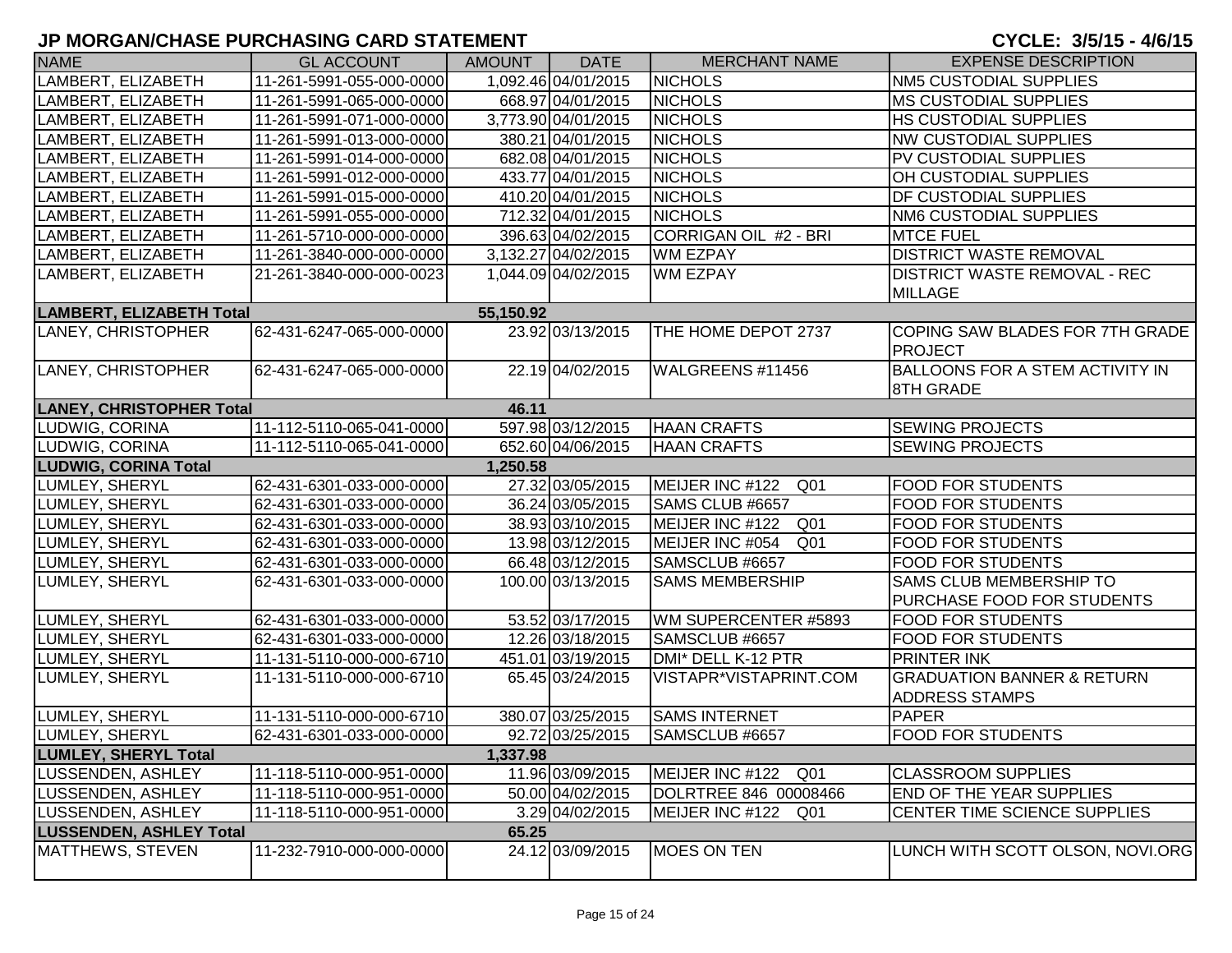# JP MORGAN/CHASE PURCHASING CARD STATEMENT

**CYCLE: 3/5/15 - 4/6/15**

| NAME | GL ACCOUNT | AMOUNT | DATE | MERCHANT NAME | EXPENSE DESCRIPTION |
|---|---|---|---|---|---|
| LAMBERT, ELIZABETH | 11-261-5991-055-000-0000 | 1,092.46 | 04/01/2015 | NICHOLS | NM5 CUSTODIAL SUPPLIES |
| LAMBERT, ELIZABETH | 11-261-5991-065-000-0000 | 668.97 | 04/01/2015 | NICHOLS | MS CUSTODIAL SUPPLIES |
| LAMBERT, ELIZABETH | 11-261-5991-071-000-0000 | 3,773.90 | 04/01/2015 | NICHOLS | HS CUSTODIAL SUPPLIES |
| LAMBERT, ELIZABETH | 11-261-5991-013-000-0000 | 380.21 | 04/01/2015 | NICHOLS | NW CUSTODIAL SUPPLIES |
| LAMBERT, ELIZABETH | 11-261-5991-014-000-0000 | 682.08 | 04/01/2015 | NICHOLS | PV CUSTODIAL SUPPLIES |
| LAMBERT, ELIZABETH | 11-261-5991-012-000-0000 | 433.77 | 04/01/2015 | NICHOLS | OH CUSTODIAL SUPPLIES |
| LAMBERT, ELIZABETH | 11-261-5991-015-000-0000 | 410.20 | 04/01/2015 | NICHOLS | DF CUSTODIAL SUPPLIES |
| LAMBERT, ELIZABETH | 11-261-5991-055-000-0000 | 712.32 | 04/01/2015 | NICHOLS | NM6 CUSTODIAL SUPPLIES |
| LAMBERT, ELIZABETH | 11-261-5710-000-000-0000 | 396.63 | 04/02/2015 | CORRIGAN OIL #2 - BRI | MTCE FUEL |
| LAMBERT, ELIZABETH | 11-261-3840-000-000-0000 | 3,132.27 | 04/02/2015 | WM EZPAY | DISTRICT WASTE REMOVAL |
| LAMBERT, ELIZABETH | 21-261-3840-000-000-0023 | 1,044.09 | 04/02/2015 | WM EZPAY | DISTRICT WASTE REMOVAL - REC MILLAGE |
| **LAMBERT, ELIZABETH Total** | | **55,150.92** | | | |
| LANEY, CHRISTOPHER | 62-431-6247-065-000-0000 | 23.92 | 03/13/2015 | THE HOME DEPOT 2737 | COPING SAW BLADES FOR 7TH GRADE PROJECT |
| LANEY, CHRISTOPHER | 62-431-6247-065-000-0000 | 22.19 | 04/02/2015 | WALGREENS #11456 | BALLOONS FOR A STEM ACTIVITY IN 8TH GRADE |
| **LANEY, CHRISTOPHER Total** | | **46.11** | | | |
| LUDWIG, CORINA | 11-112-5110-065-041-0000 | 597.98 | 03/12/2015 | HAAN CRAFTS | SEWING PROJECTS |
| LUDWIG, CORINA | 11-112-5110-065-041-0000 | 652.60 | 04/06/2015 | HAAN CRAFTS | SEWING PROJECTS |
| **LUDWIG, CORINA Total** | | **1,250.58** | | | |
| LUMLEY, SHERYL | 62-431-6301-033-000-0000 | 27.32 | 03/05/2015 | MEIJER INC #122 Q01 | FOOD FOR STUDENTS |
| LUMLEY, SHERYL | 62-431-6301-033-000-0000 | 36.24 | 03/05/2015 | SAMS CLUB #6657 | FOOD FOR STUDENTS |
| LUMLEY, SHERYL | 62-431-6301-033-000-0000 | 38.93 | 03/10/2015 | MEIJER INC #122 Q01 | FOOD FOR STUDENTS |
| LUMLEY, SHERYL | 62-431-6301-033-000-0000 | 13.98 | 03/12/2015 | MEIJER INC #054 Q01 | FOOD FOR STUDENTS |
| LUMLEY, SHERYL | 62-431-6301-033-000-0000 | 66.48 | 03/12/2015 | SAMSCLUB #6657 | FOOD FOR STUDENTS |
| LUMLEY, SHERYL | 62-431-6301-033-000-0000 | 100.00 | 03/13/2015 | SAMS MEMBERSHIP | SAMS CLUB MEMBERSHIP TO PURCHASE FOOD FOR STUDENTS |
| LUMLEY, SHERYL | 62-431-6301-033-000-0000 | 53.52 | 03/17/2015 | WM SUPERCENTER #5893 | FOOD FOR STUDENTS |
| LUMLEY, SHERYL | 62-431-6301-033-000-0000 | 12.26 | 03/18/2015 | SAMSCLUB #6657 | FOOD FOR STUDENTS |
| LUMLEY, SHERYL | 11-131-5110-000-000-6710 | 451.01 | 03/19/2015 | DMI* DELL K-12 PTR | PRINTER INK |
| LUMLEY, SHERYL | 11-131-5110-000-000-6710 | 65.45 | 03/24/2015 | VISTAPR*VISTAPRINT.COM | GRADUATION BANNER & RETURN ADDRESS STAMPS |
| LUMLEY, SHERYL | 11-131-5110-000-000-6710 | 380.07 | 03/25/2015 | SAMS INTERNET | PAPER |
| LUMLEY, SHERYL | 62-431-6301-033-000-0000 | 92.72 | 03/25/2015 | SAMSCLUB #6657 | FOOD FOR STUDENTS |
| **LUMLEY, SHERYL Total** | | **1,337.98** | | | |
| LUSSENDEN, ASHLEY | 11-118-5110-000-951-0000 | 11.96 | 03/09/2015 | MEIJER INC #122 Q01 | CLASSROOM SUPPLIES |
| LUSSENDEN, ASHLEY | 11-118-5110-000-951-0000 | 50.00 | 04/02/2015 | DOLRTREE 846 00008466 | END OF THE YEAR SUPPLIES |
| LUSSENDEN, ASHLEY | 11-118-5110-000-951-0000 | 3.29 | 04/02/2015 | MEIJER INC #122 Q01 | CENTER TIME SCIENCE SUPPLIES |
| **LUSSENDEN, ASHLEY Total** | | **65.25** | | | |
| MATTHEWS, STEVEN | 11-232-7910-000-000-0000 | 24.12 | 03/09/2015 | MOES ON TEN | LUNCH WITH SCOTT OLSON, NOVI.ORG |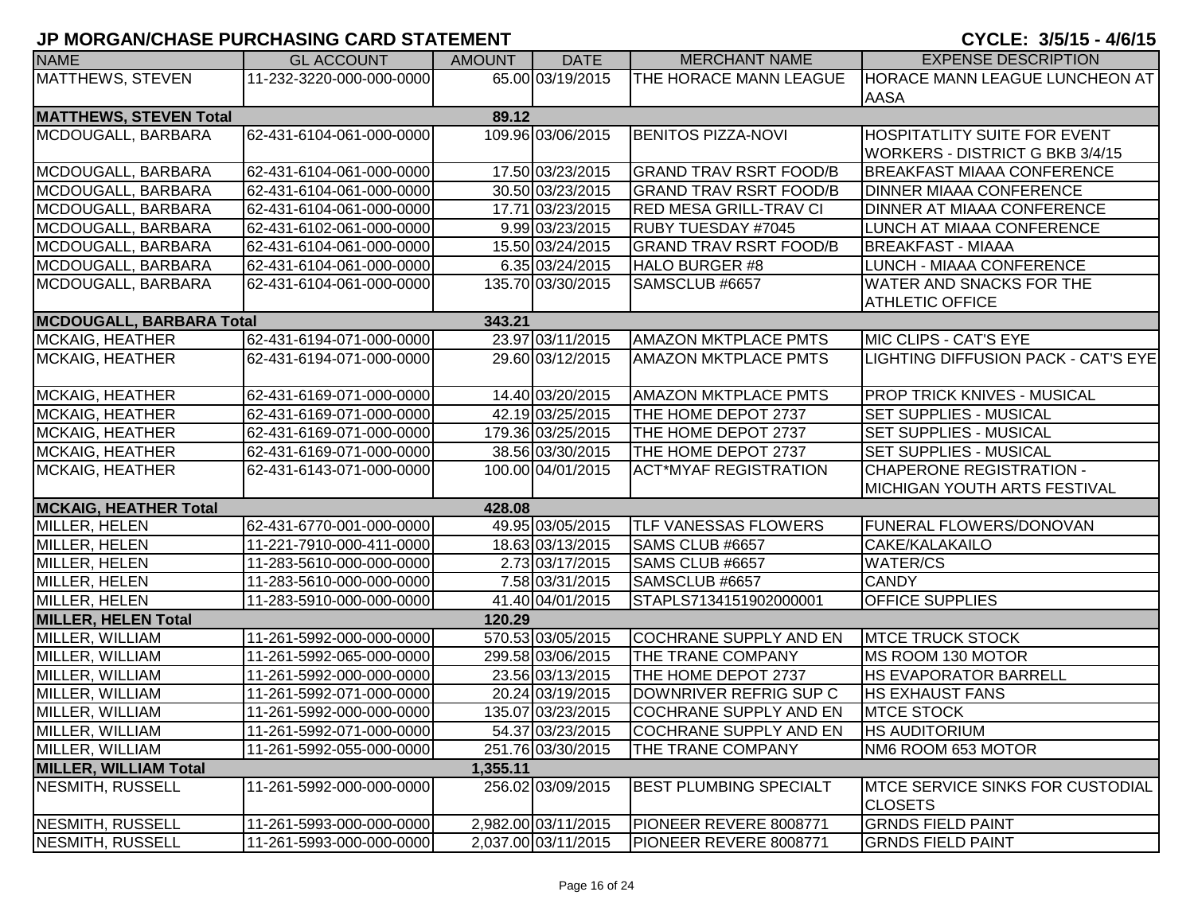## JP MORGAN/CHASE PURCHASING CARD STATEMENT

**CYCLE: 3/5/15 - 4/6/15**

| NAME | GL ACCOUNT | AMOUNT | DATE | MERCHANT NAME | EXPENSE DESCRIPTION |
|---|---|---|---|---|---|
| MATTHEWS, STEVEN | 11-232-3220-000-000-0000 | 65.00 | 03/19/2015 | THE HORACE MANN LEAGUE | HORACE MANN LEAGUE LUNCHEON AT AASA |
| **MATTHEWS, STEVEN Total** | | **89.12** | | | |
| MCDOUGALL, BARBARA | 62-431-6104-061-000-0000 | 109.96 | 03/06/2015 | BENITOS PIZZA-NOVI | HOSPITATLITY SUITE FOR EVENT WORKERS - DISTRICT G BKB 3/4/15 |
| MCDOUGALL, BARBARA | 62-431-6104-061-000-0000 | 17.50 | 03/23/2015 | GRAND TRAV RSRT FOOD/B | BREAKFAST MIAAA CONFERENCE |
| MCDOUGALL, BARBARA | 62-431-6104-061-000-0000 | 30.50 | 03/23/2015 | GRAND TRAV RSRT FOOD/B | DINNER MIAAA CONFERENCE |
| MCDOUGALL, BARBARA | 62-431-6104-061-000-0000 | 17.71 | 03/23/2015 | RED MESA GRILL-TRAV CI | DINNER AT MIAAA CONFERENCE |
| MCDOUGALL, BARBARA | 62-431-6102-061-000-0000 | 9.99 | 03/23/2015 | RUBY TUESDAY #7045 | LUNCH AT MIAAA CONFERENCE |
| MCDOUGALL, BARBARA | 62-431-6104-061-000-0000 | 15.50 | 03/24/2015 | GRAND TRAV RSRT FOOD/B | BREAKFAST - MIAAA |
| MCDOUGALL, BARBARA | 62-431-6104-061-000-0000 | 6.35 | 03/24/2015 | HALO BURGER #8 | LUNCH - MIAAA CONFERENCE |
| MCDOUGALL, BARBARA | 62-431-6104-061-000-0000 | 135.70 | 03/30/2015 | SAMSCLUB #6657 | WATER AND SNACKS FOR THE ATHLETIC OFFICE |
| **MCDOUGALL, BARBARA Total** | | **343.21** | | | |
| MCKAIG, HEATHER | 62-431-6194-071-000-0000 | 23.97 | 03/11/2015 | AMAZON MKTPLACE PMTS | MIC CLIPS - CAT'S EYE |
| MCKAIG, HEATHER | 62-431-6194-071-000-0000 | 29.60 | 03/12/2015 | AMAZON MKTPLACE PMTS | LIGHTING DIFFUSION PACK - CAT'S EYE |
| MCKAIG, HEATHER | 62-431-6169-071-000-0000 | 14.40 | 03/20/2015 | AMAZON MKTPLACE PMTS | PROP TRICK KNIVES - MUSICAL |
| MCKAIG, HEATHER | 62-431-6169-071-000-0000 | 42.19 | 03/25/2015 | THE HOME DEPOT 2737 | SET SUPPLIES - MUSICAL |
| MCKAIG, HEATHER | 62-431-6169-071-000-0000 | 179.36 | 03/25/2015 | THE HOME DEPOT 2737 | SET SUPPLIES - MUSICAL |
| MCKAIG, HEATHER | 62-431-6169-071-000-0000 | 38.56 | 03/30/2015 | THE HOME DEPOT 2737 | SET SUPPLIES - MUSICAL |
| MCKAIG, HEATHER | 62-431-6143-071-000-0000 | 100.00 | 04/01/2015 | ACT*MYAF REGISTRATION | CHAPERONE REGISTRATION - MICHIGAN YOUTH ARTS FESTIVAL |
| **MCKAIG, HEATHER Total** | | **428.08** | | | |
| MILLER, HELEN | 62-431-6770-001-000-0000 | 49.95 | 03/05/2015 | TLF VANESSAS FLOWERS | FUNERAL FLOWERS/DONOVAN |
| MILLER, HELEN | 11-221-7910-000-411-0000 | 18.63 | 03/13/2015 | SAMS CLUB #6657 | CAKE/KALAKAILO |
| MILLER, HELEN | 11-283-5610-000-000-0000 | 2.73 | 03/17/2015 | SAMS CLUB #6657 | WATER/CS |
| MILLER, HELEN | 11-283-5610-000-000-0000 | 7.58 | 03/31/2015 | SAMSCLUB #6657 | CANDY |
| MILLER, HELEN | 11-283-5910-000-000-0000 | 41.40 | 04/01/2015 | STAPLS7134151902000001 | OFFICE SUPPLIES |
| **MILLER, HELEN Total** | | **120.29** | | | |
| MILLER, WILLIAM | 11-261-5992-000-000-0000 | 570.53 | 03/05/2015 | COCHRANE SUPPLY AND EN | MTCE TRUCK STOCK |
| MILLER, WILLIAM | 11-261-5992-065-000-0000 | 299.58 | 03/06/2015 | THE TRANE COMPANY | MS ROOM 130 MOTOR |
| MILLER, WILLIAM | 11-261-5992-000-000-0000 | 23.56 | 03/13/2015 | THE HOME DEPOT 2737 | HS EVAPORATOR BARRELL |
| MILLER, WILLIAM | 11-261-5992-071-000-0000 | 20.24 | 03/19/2015 | DOWNRIVER REFRIG SUP C | HS EXHAUST FANS |
| MILLER, WILLIAM | 11-261-5992-000-000-0000 | 135.07 | 03/23/2015 | COCHRANE SUPPLY AND EN | MTCE STOCK |
| MILLER, WILLIAM | 11-261-5992-071-000-0000 | 54.37 | 03/23/2015 | COCHRANE SUPPLY AND EN | HS AUDITORIUM |
| MILLER, WILLIAM | 11-261-5992-055-000-0000 | 251.76 | 03/30/2015 | THE TRANE COMPANY | NM6 ROOM 653 MOTOR |
| **MILLER, WILLIAM Total** | | **1,355.11** | | | |
| NESMITH, RUSSELL | 11-261-5992-000-000-0000 | 256.02 | 03/09/2015 | BEST PLUMBING SPECIALT | MTCE SERVICE SINKS FOR CUSTODIAL CLOSETS |
| NESMITH, RUSSELL | 11-261-5993-000-000-0000 | 2,982.00 | 03/11/2015 | PIONEER REVERE 8008771 | GRNDS FIELD PAINT |
| NESMITH, RUSSELL | 11-261-5993-000-000-0000 | 2,037.00 | 03/11/2015 | PIONEER REVERE 8008771 | GRNDS FIELD PAINT |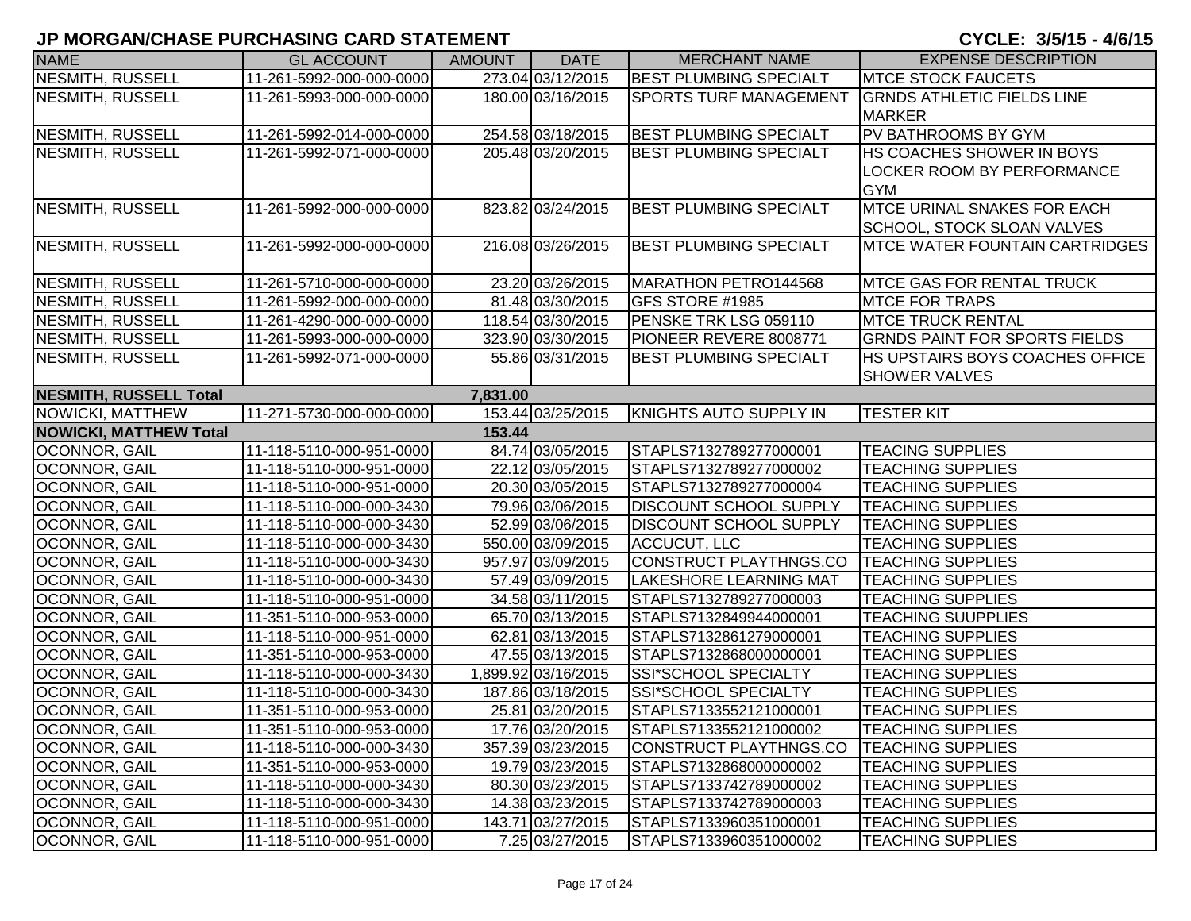# JP MORGAN/CHASE PURCHASING CARD STATEMENT

**CYCLE: 3/5/15 - 4/6/15**

| NAME | GL ACCOUNT | AMOUNT | DATE | MERCHANT NAME | EXPENSE DESCRIPTION |
|---|---|---|---|---|---|
| NESMITH, RUSSELL | 11-261-5992-000-000-0000 | 273.04 | 03/12/2015 | BEST PLUMBING SPECIALT | MTCE STOCK FAUCETS |
| NESMITH, RUSSELL | 11-261-5993-000-000-0000 | 180.00 | 03/16/2015 | SPORTS TURF MANAGEMENT | GRNDS ATHLETIC FIELDS LINE MARKER |
| NESMITH, RUSSELL | 11-261-5992-014-000-0000 | 254.58 | 03/18/2015 | BEST PLUMBING SPECIALT | PV BATHROOMS BY GYM |
| NESMITH, RUSSELL | 11-261-5992-071-000-0000 | 205.48 | 03/20/2015 | BEST PLUMBING SPECIALT | HS COACHES SHOWER IN BOYS LOCKER ROOM BY PERFORMANCE GYM |
| NESMITH, RUSSELL | 11-261-5992-000-000-0000 | 823.82 | 03/24/2015 | BEST PLUMBING SPECIALT | MTCE URINAL SNAKES FOR EACH SCHOOL, STOCK SLOAN VALVES |
| NESMITH, RUSSELL | 11-261-5992-000-000-0000 | 216.08 | 03/26/2015 | BEST PLUMBING SPECIALT | MTCE WATER FOUNTAIN CARTRIDGES |
| NESMITH, RUSSELL | 11-261-5710-000-000-0000 | 23.20 | 03/26/2015 | MARATHON PETRO144568 | MTCE GAS FOR RENTAL TRUCK |
| NESMITH, RUSSELL | 11-261-5992-000-000-0000 | 81.48 | 03/30/2015 | GFS STORE #1985 | MTCE FOR TRAPS |
| NESMITH, RUSSELL | 11-261-4290-000-000-0000 | 118.54 | 03/30/2015 | PENSKE TRK LSG 059110 | MTCE TRUCK RENTAL |
| NESMITH, RUSSELL | 11-261-5993-000-000-0000 | 323.90 | 03/30/2015 | PIONEER REVERE 8008771 | GRNDS PAINT FOR SPORTS FIELDS |
| NESMITH, RUSSELL | 11-261-5992-071-000-0000 | 55.86 | 03/31/2015 | BEST PLUMBING SPECIALT | HS UPSTAIRS BOYS COACHES OFFICE SHOWER VALVES |
| **NESMITH, RUSSELL Total** | | **7,831.00** | | | |
| NOWICKI, MATTHEW | 11-271-5730-000-000-0000 | 153.44 | 03/25/2015 | KNIGHTS AUTO SUPPLY IN | TESTER KIT |
| **NOWICKI, MATTHEW Total** | | **153.44** | | | |
| OCONNOR, GAIL | 11-118-5110-000-951-0000 | 84.74 | 03/05/2015 | STAPLS7132789277000001 | TEACING SUPPLIES |
| OCONNOR, GAIL | 11-118-5110-000-951-0000 | 22.12 | 03/05/2015 | STAPLS7132789277000002 | TEACHING SUPPLIES |
| OCONNOR, GAIL | 11-118-5110-000-951-0000 | 20.30 | 03/05/2015 | STAPLS7132789277000004 | TEACHING SUPPLIES |
| OCONNOR, GAIL | 11-118-5110-000-000-3430 | 79.96 | 03/06/2015 | DISCOUNT SCHOOL SUPPLY | TEACHING SUPPLIES |
| OCONNOR, GAIL | 11-118-5110-000-000-3430 | 52.99 | 03/06/2015 | DISCOUNT SCHOOL SUPPLY | TEACHING SUPPLIES |
| OCONNOR, GAIL | 11-118-5110-000-000-3430 | 550.00 | 03/09/2015 | ACCUCUT, LLC | TEACHING SUPPLIES |
| OCONNOR, GAIL | 11-118-5110-000-000-3430 | 957.97 | 03/09/2015 | CONSTRUCT PLAYTHNGS.CO | TEACHING SUPPLIES |
| OCONNOR, GAIL | 11-118-5110-000-000-3430 | 57.49 | 03/09/2015 | LAKESHORE LEARNING MAT | TEACHING SUPPLIES |
| OCONNOR, GAIL | 11-118-5110-000-951-0000 | 34.58 | 03/11/2015 | STAPLS7132789277000003 | TEACHING SUPPLIES |
| OCONNOR, GAIL | 11-351-5110-000-953-0000 | 65.70 | 03/13/2015 | STAPLS7132849944000001 | TEACHING SUUPPLIES |
| OCONNOR, GAIL | 11-118-5110-000-951-0000 | 62.81 | 03/13/2015 | STAPLS7132861279000001 | TEACHING SUPPLIES |
| OCONNOR, GAIL | 11-351-5110-000-953-0000 | 47.55 | 03/13/2015 | STAPLS7132868000000001 | TEACHING SUPPLIES |
| OCONNOR, GAIL | 11-118-5110-000-000-3430 | 1,899.92 | 03/16/2015 | SSI*SCHOOL SPECIALTY | TEACHING SUPPLIES |
| OCONNOR, GAIL | 11-118-5110-000-000-3430 | 187.86 | 03/18/2015 | SSI*SCHOOL SPECIALTY | TEACHING SUPPLIES |
| OCONNOR, GAIL | 11-351-5110-000-953-0000 | 25.81 | 03/20/2015 | STAPLS7133552121000001 | TEACHING SUPPLIES |
| OCONNOR, GAIL | 11-351-5110-000-953-0000 | 17.76 | 03/20/2015 | STAPLS7133552121000002 | TEACHING SUPPLIES |
| OCONNOR, GAIL | 11-118-5110-000-000-3430 | 357.39 | 03/23/2015 | CONSTRUCT PLAYTHNGS.CO | TEACHING SUPPLIES |
| OCONNOR, GAIL | 11-351-5110-000-953-0000 | 19.79 | 03/23/2015 | STAPLS7132868000000002 | TEACHING SUPPLIES |
| OCONNOR, GAIL | 11-118-5110-000-000-3430 | 80.30 | 03/23/2015 | STAPLS7133742789000002 | TEACHING SUPPLIES |
| OCONNOR, GAIL | 11-118-5110-000-000-3430 | 14.38 | 03/23/2015 | STAPLS7133742789000003 | TEACHING SUPPLIES |
| OCONNOR, GAIL | 11-118-5110-000-951-0000 | 143.71 | 03/27/2015 | STAPLS7133960351000001 | TEACHING SUPPLIES |
| OCONNOR, GAIL | 11-118-5110-000-951-0000 | 7.25 | 03/27/2015 | STAPLS7133960351000002 | TEACHING SUPPLIES |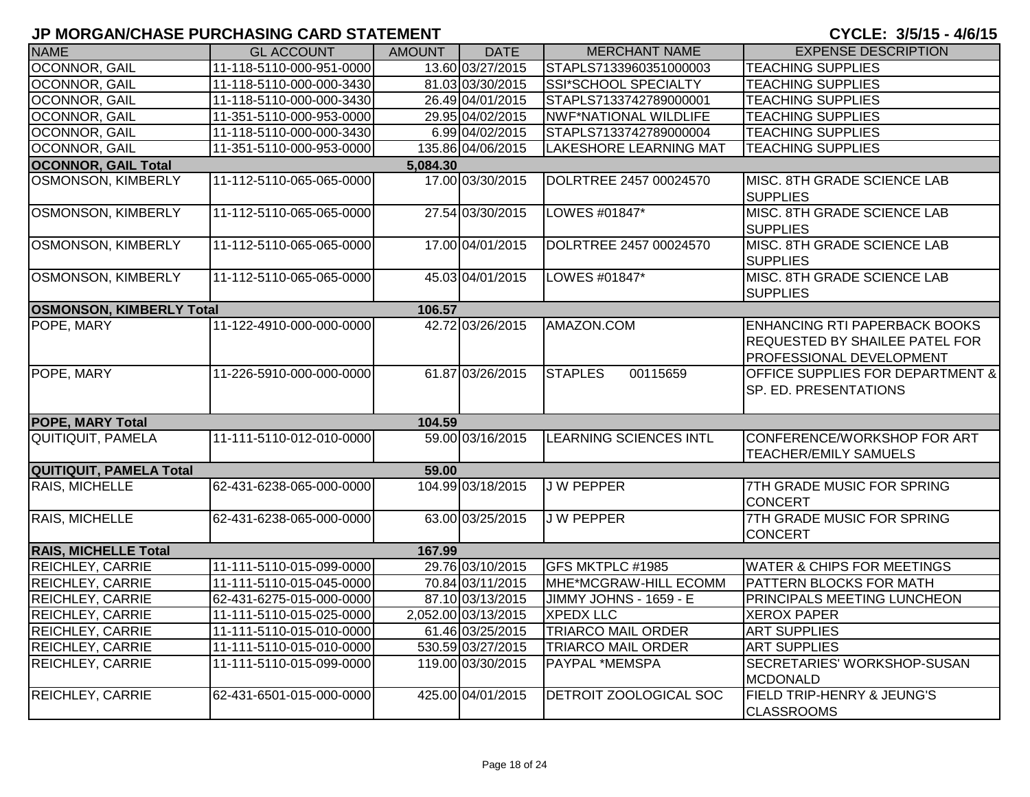# JP MORGAN/CHASE PURCHASING CARD STATEMENT

**CYCLE: 3/5/15 - 4/6/15**

| NAME | GL ACCOUNT | AMOUNT | DATE | MERCHANT NAME | EXPENSE DESCRIPTION |
|---|---|---|---|---|---|
| OCONNOR, GAIL | 11-118-5110-000-951-0000 | 13.60 | 03/27/2015 | STAPLS7133960351000003 | TEACHING SUPPLIES |
| OCONNOR, GAIL | 11-118-5110-000-000-3430 | 81.03 | 03/30/2015 | SSI*SCHOOL SPECIALTY | TEACHING SUPPLIES |
| OCONNOR, GAIL | 11-118-5110-000-000-3430 | 26.49 | 04/01/2015 | STAPLS7133742789000001 | TEACHING SUPPLIES |
| OCONNOR, GAIL | 11-351-5110-000-953-0000 | 29.95 | 04/02/2015 | NWF*NATIONAL WILDLIFE | TEACHING SUPPLIES |
| OCONNOR, GAIL | 11-118-5110-000-000-3430 | 6.99 | 04/02/2015 | STAPLS7133742789000004 | TEACHING SUPPLIES |
| OCONNOR, GAIL | 11-351-5110-000-953-0000 | 135.86 | 04/06/2015 | LAKESHORE LEARNING MAT | TEACHING SUPPLIES |
| **OCONNOR, GAIL Total** | | **5,084.30** | | | |
| OSMONSON, KIMBERLY | 11-112-5110-065-065-0000 | 17.00 | 03/30/2015 | DOLRTREE 2457 00024570 | MISC. 8TH GRADE SCIENCE LAB SUPPLIES |
| OSMONSON, KIMBERLY | 11-112-5110-065-065-0000 | 27.54 | 03/30/2015 | LOWES #01847* | MISC. 8TH GRADE SCIENCE LAB SUPPLIES |
| OSMONSON, KIMBERLY | 11-112-5110-065-065-0000 | 17.00 | 04/01/2015 | DOLRTREE 2457 00024570 | MISC. 8TH GRADE SCIENCE LAB SUPPLIES |
| OSMONSON, KIMBERLY | 11-112-5110-065-065-0000 | 45.03 | 04/01/2015 | LOWES #01847* | MISC. 8TH GRADE SCIENCE LAB SUPPLIES |
| **OSMONSON, KIMBERLY Total** | | **106.57** | | | |
| POPE, MARY | 11-122-4910-000-000-0000 | 42.72 | 03/26/2015 | AMAZON.COM | ENHANCING RTI PAPERBACK BOOKS REQUESTED BY SHAILEE PATEL FOR PROFESSIONAL DEVELOPMENT |
| POPE, MARY | 11-226-5910-000-000-0000 | 61.87 | 03/26/2015 | STAPLES 00115659 | OFFICE SUPPLIES FOR DEPARTMENT & SP. ED. PRESENTATIONS |
| **POPE, MARY Total** | | **104.59** | | | |
| QUITIQUIT, PAMELA | 11-111-5110-012-010-0000 | 59.00 | 03/16/2015 | LEARNING SCIENCES INTL | CONFERENCE/WORKSHOP FOR ART TEACHER/EMILY SAMUELS |
| **QUITIQUIT, PAMELA Total** | | **59.00** | | | |
| RAIS, MICHELLE | 62-431-6238-065-000-0000 | 104.99 | 03/18/2015 | J W PEPPER | 7TH GRADE MUSIC FOR SPRING CONCERT |
| RAIS, MICHELLE | 62-431-6238-065-000-0000 | 63.00 | 03/25/2015 | J W PEPPER | 7TH GRADE MUSIC FOR SPRING CONCERT |
| **RAIS, MICHELLE Total** | | **167.99** | | | |
| REICHLEY, CARRIE | 11-111-5110-015-099-0000 | 29.76 | 03/10/2015 | GFS MKTPLC #1985 | WATER & CHIPS FOR MEETINGS |
| REICHLEY, CARRIE | 11-111-5110-015-045-0000 | 70.84 | 03/11/2015 | MHE*MCGRAW-HILL ECOMM | PATTERN BLOCKS FOR MATH |
| REICHLEY, CARRIE | 62-431-6275-015-000-0000 | 87.10 | 03/13/2015 | JIMMY JOHNS - 1659 - E | PRINCIPALS MEETING LUNCHEON |
| REICHLEY, CARRIE | 11-111-5110-015-025-0000 | 2,052.00 | 03/13/2015 | XPEDX LLC | XEROX PAPER |
| REICHLEY, CARRIE | 11-111-5110-015-010-0000 | 61.46 | 03/25/2015 | TRIARCO MAIL ORDER | ART SUPPLIES |
| REICHLEY, CARRIE | 11-111-5110-015-010-0000 | 530.59 | 03/27/2015 | TRIARCO MAIL ORDER | ART SUPPLIES |
| REICHLEY, CARRIE | 11-111-5110-015-099-0000 | 119.00 | 03/30/2015 | PAYPAL *MEMSPA | SECRETARIES' WORKSHOP-SUSAN MCDONALD |
| REICHLEY, CARRIE | 62-431-6501-015-000-0000 | 425.00 | 04/01/2015 | DETROIT ZOOLOGICAL SOC | FIELD TRIP-HENRY & JEUNG'S CLASSROOMS |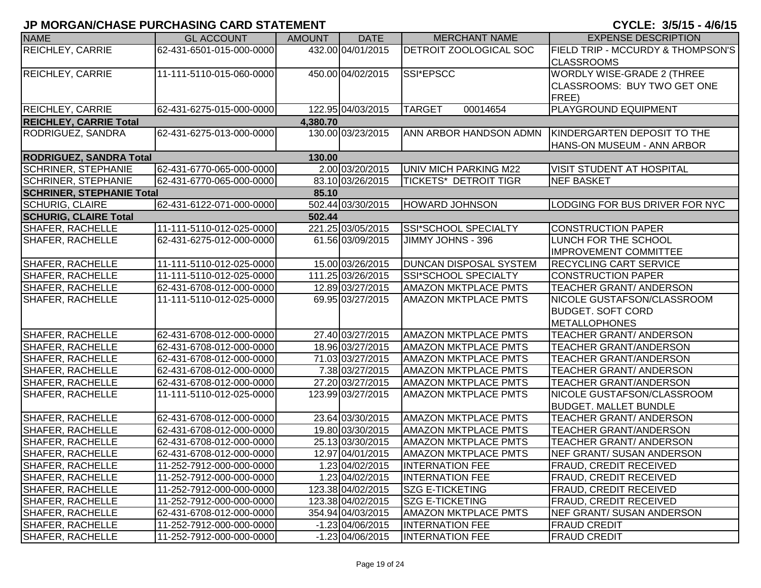# JP MORGAN/CHASE PURCHASING CARD STATEMENT

**CYCLE: 3/5/15 - 4/6/15**

| NAME | GL ACCOUNT | AMOUNT | DATE | MERCHANT NAME | EXPENSE DESCRIPTION |
|---|---|---|---|---|---|
| REICHLEY, CARRIE | 62-431-6501-015-000-0000 | 432.00 | 04/01/2015 | DETROIT ZOOLOGICAL SOC | FIELD TRIP - MCCURDY & THOMPSON'S CLASSROOMS |
| REICHLEY, CARRIE | 11-111-5110-015-060-0000 | 450.00 | 04/02/2015 | SSI*EPSCC | WORDLY WISE-GRADE 2 (THREE CLASSROOMS: BUY TWO GET ONE FREE) |
| REICHLEY, CARRIE | 62-431-6275-015-000-0000 | 122.95 | 04/03/2015 | TARGET 00014654 | PLAYGROUND EQUIPMENT |
| **REICHLEY, CARRIE Total** | | **4,380.70** | | | |
| RODRIGUEZ, SANDRA | 62-431-6275-013-000-0000 | 130.00 | 03/23/2015 | ANN ARBOR HANDSON ADMN | KINDERGARTEN DEPOSIT TO THE HANS-ON MUSEUM - ANN ARBOR |
| **RODRIGUEZ, SANDRA Total** | | **130.00** | | | |
| SCHRINER, STEPHANIE | 62-431-6770-065-000-0000 | 2.00 | 03/20/2015 | UNIV MICH PARKING M22 | VISIT STUDENT AT HOSPITAL |
| SCHRINER, STEPHANIE | 62-431-6770-065-000-0000 | 83.10 | 03/26/2015 | TICKETS* DETROIT TIGR | NEF BASKET |
| **SCHRINER, STEPHANIE Total** | | **85.10** | | | |
| SCHURIG, CLAIRE | 62-431-6122-071-000-0000 | 502.44 | 03/30/2015 | HOWARD JOHNSON | LODGING FOR BUS DRIVER FOR NYC |
| **SCHURIG, CLAIRE Total** | | **502.44** | | | |
| SHAFER, RACHELLE | 11-111-5110-012-025-0000 | 221.25 | 03/05/2015 | SSI*SCHOOL SPECIALTY | CONSTRUCTION PAPER |
| SHAFER, RACHELLE | 62-431-6275-012-000-0000 | 61.56 | 03/09/2015 | JIMMY JOHNS - 396 | LUNCH FOR THE SCHOOL IMPROVEMENT COMMITTEE |
| SHAFER, RACHELLE | 11-111-5110-012-025-0000 | 15.00 | 03/26/2015 | DUNCAN DISPOSAL SYSTEM | RECYCLING CART SERVICE |
| SHAFER, RACHELLE | 11-111-5110-012-025-0000 | 111.25 | 03/26/2015 | SSI*SCHOOL SPECIALTY | CONSTRUCTION PAPER |
| SHAFER, RACHELLE | 62-431-6708-012-000-0000 | 12.89 | 03/27/2015 | AMAZON MKTPLACE PMTS | TEACHER GRANT/ ANDERSON |
| SHAFER, RACHELLE | 11-111-5110-012-025-0000 | 69.95 | 03/27/2015 | AMAZON MKTPLACE PMTS | NICOLE GUSTAFSON/CLASSROOM BUDGET. SOFT CORD METALLOPHONES |
| SHAFER, RACHELLE | 62-431-6708-012-000-0000 | 27.40 | 03/27/2015 | AMAZON MKTPLACE PMTS | TEACHER GRANT/ ANDERSON |
| SHAFER, RACHELLE | 62-431-6708-012-000-0000 | 18.96 | 03/27/2015 | AMAZON MKTPLACE PMTS | TEACHER GRANT/ANDERSON |
| SHAFER, RACHELLE | 62-431-6708-012-000-0000 | 71.03 | 03/27/2015 | AMAZON MKTPLACE PMTS | TEACHER GRANT/ANDERSON |
| SHAFER, RACHELLE | 62-431-6708-012-000-0000 | 7.38 | 03/27/2015 | AMAZON MKTPLACE PMTS | TEACHER GRANT/ ANDERSON |
| SHAFER, RACHELLE | 62-431-6708-012-000-0000 | 27.20 | 03/27/2015 | AMAZON MKTPLACE PMTS | TEACHER GRANT/ANDERSON |
| SHAFER, RACHELLE | 11-111-5110-012-025-0000 | 123.99 | 03/27/2015 | AMAZON MKTPLACE PMTS | NICOLE GUSTAFSON/CLASSROOM BUDGET. MALLET BUNDLE |
| SHAFER, RACHELLE | 62-431-6708-012-000-0000 | 23.64 | 03/30/2015 | AMAZON MKTPLACE PMTS | TEACHER GRANT/ ANDERSON |
| SHAFER, RACHELLE | 62-431-6708-012-000-0000 | 19.80 | 03/30/2015 | AMAZON MKTPLACE PMTS | TEACHER GRANT/ANDERSON |
| SHAFER, RACHELLE | 62-431-6708-012-000-0000 | 25.13 | 03/30/2015 | AMAZON MKTPLACE PMTS | TEACHER GRANT/ ANDERSON |
| SHAFER, RACHELLE | 62-431-6708-012-000-0000 | 12.97 | 04/01/2015 | AMAZON MKTPLACE PMTS | NEF GRANT/ SUSAN ANDERSON |
| SHAFER, RACHELLE | 11-252-7912-000-000-0000 | 1.23 | 04/02/2015 | INTERNATION FEE | FRAUD, CREDIT RECEIVED |
| SHAFER, RACHELLE | 11-252-7912-000-000-0000 | 1.23 | 04/02/2015 | INTERNATION FEE | FRAUD, CREDIT RECEIVED |
| SHAFER, RACHELLE | 11-252-7912-000-000-0000 | 123.38 | 04/02/2015 | SZG E-TICKETING | FRAUD, CREDIT RECEIVED |
| SHAFER, RACHELLE | 11-252-7912-000-000-0000 | 123.38 | 04/02/2015 | SZG E-TICKETING | FRAUD, CREDIT RECEIVED |
| SHAFER, RACHELLE | 62-431-6708-012-000-0000 | 354.94 | 04/03/2015 | AMAZON MKTPLACE PMTS | NEF GRANT/ SUSAN ANDERSON |
| SHAFER, RACHELLE | 11-252-7912-000-000-0000 | -1.23 | 04/06/2015 | INTERNATION FEE | FRAUD CREDIT |
| SHAFER, RACHELLE | 11-252-7912-000-000-0000 | -1.23 | 04/06/2015 | INTERNATION FEE | FRAUD CREDIT |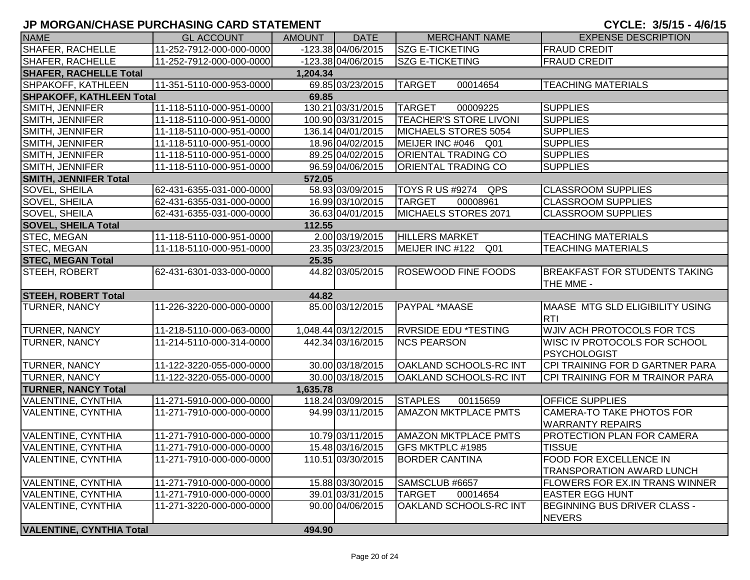# JP MORGAN/CHASE PURCHASING CARD STATEMENT

**CYCLE: 3/5/15 - 4/6/15**

| NAME | GL ACCOUNT | AMOUNT | DATE | MERCHANT NAME | EXPENSE DESCRIPTION |
|---|---|---|---|---|---|
| SHAFER, RACHELLE | 11-252-7912-000-000-0000 | -123.38 | 04/06/2015 | SZG E-TICKETING | FRAUD CREDIT |
| SHAFER, RACHELLE | 11-252-7912-000-000-0000 | -123.38 | 04/06/2015 | SZG E-TICKETING | FRAUD CREDIT |
| **SHAFER, RACHELLE Total** | | **1,204.34** | | | |
| SHPAKOFF, KATHLEEN | 11-351-5110-000-953-0000 | 69.85 | 03/23/2015 | TARGET 00014654 | TEACHING MATERIALS |
| **SHPAKOFF, KATHLEEN Total** | | **69.85** | | | |
| SMITH, JENNIFER | 11-118-5110-000-951-0000 | 130.21 | 03/31/2015 | TARGET 00009225 | SUPPLIES |
| SMITH, JENNIFER | 11-118-5110-000-951-0000 | 100.90 | 03/31/2015 | TEACHER'S STORE LIVONI | SUPPLIES |
| SMITH, JENNIFER | 11-118-5110-000-951-0000 | 136.14 | 04/01/2015 | MICHAELS STORES 5054 | SUPPLIES |
| SMITH, JENNIFER | 11-118-5110-000-951-0000 | 18.96 | 04/02/2015 | MEIJER INC #046 Q01 | SUPPLIES |
| SMITH, JENNIFER | 11-118-5110-000-951-0000 | 89.25 | 04/02/2015 | ORIENTAL TRADING CO | SUPPLIES |
| SMITH, JENNIFER | 11-118-5110-000-951-0000 | 96.59 | 04/06/2015 | ORIENTAL TRADING CO | SUPPLIES |
| **SMITH, JENNIFER Total** | | **572.05** | | | |
| SOVEL, SHEILA | 62-431-6355-031-000-0000 | 58.93 | 03/09/2015 | TOYS R US #9274 QPS | CLASSROOM SUPPLIES |
| SOVEL, SHEILA | 62-431-6355-031-000-0000 | 16.99 | 03/10/2015 | TARGET 00008961 | CLASSROOM SUPPLIES |
| SOVEL, SHEILA | 62-431-6355-031-000-0000 | 36.63 | 04/01/2015 | MICHAELS STORES 2071 | CLASSROOM SUPPLIES |
| **SOVEL, SHEILA Total** | | **112.55** | | | |
| STEC, MEGAN | 11-118-5110-000-951-0000 | 2.00 | 03/19/2015 | HILLERS MARKET | TEACHING MATERIALS |
| STEC, MEGAN | 11-118-5110-000-951-0000 | 23.35 | 03/23/2015 | MEIJER INC #122 Q01 | TEACHING MATERIALS |
| **STEC, MEGAN Total** | | **25.35** | | | |
| STEEH, ROBERT | 62-431-6301-033-000-0000 | 44.82 | 03/05/2015 | ROSEWOOD FINE FOODS | BREAKFAST FOR STUDENTS TAKING THE MME - |
| **STEEH, ROBERT Total** | | **44.82** | | | |
| TURNER, NANCY | 11-226-3220-000-000-0000 | 85.00 | 03/12/2015 | PAYPAL *MAASE | MAASE MTG SLD ELIGIBILITY USING RTI |
| TURNER, NANCY | 11-218-5110-000-063-0000 | 1,048.44 | 03/12/2015 | RVRSIDE EDU *TESTING | WJIV ACH PROTOCOLS FOR TCS |
| TURNER, NANCY | 11-214-5110-000-314-0000 | 442.34 | 03/16/2015 | NCS PEARSON | WISC IV PROTOCOLS FOR SCHOOL PSYCHOLOGIST |
| TURNER, NANCY | 11-122-3220-055-000-0000 | 30.00 | 03/18/2015 | OAKLAND SCHOOLS-RC INT | CPI TRAINING FOR D GARTNER PARA |
| TURNER, NANCY | 11-122-3220-055-000-0000 | 30.00 | 03/18/2015 | OAKLAND SCHOOLS-RC INT | CPI TRAINING FOR M TRAINOR PARA |
| **TURNER, NANCY Total** | | **1,635.78** | | | |
| VALENTINE, CYNTHIA | 11-271-5910-000-000-0000 | 118.24 | 03/09/2015 | STAPLES 00115659 | OFFICE SUPPLIES |
| VALENTINE, CYNTHIA | 11-271-7910-000-000-0000 | 94.99 | 03/11/2015 | AMAZON MKTPLACE PMTS | CAMERA-TO TAKE PHOTOS FOR WARRANTY REPAIRS |
| VALENTINE, CYNTHIA | 11-271-7910-000-000-0000 | 10.79 | 03/11/2015 | AMAZON MKTPLACE PMTS | PROTECTION PLAN FOR CAMERA |
| VALENTINE, CYNTHIA | 11-271-7910-000-000-0000 | 15.48 | 03/16/2015 | GFS MKTPLC #1985 | TISSUE |
| VALENTINE, CYNTHIA | 11-271-7910-000-000-0000 | 110.51 | 03/30/2015 | BORDER CANTINA | FOOD FOR EXCELLENCE IN TRANSPORATION AWARD LUNCH |
| VALENTINE, CYNTHIA | 11-271-7910-000-000-0000 | 15.88 | 03/30/2015 | SAMSCLUB #6657 | FLOWERS FOR EX.IN TRANS WINNER |
| VALENTINE, CYNTHIA | 11-271-7910-000-000-0000 | 39.01 | 03/31/2015 | TARGET 00014654 | EASTER EGG HUNT |
| VALENTINE, CYNTHIA | 11-271-3220-000-000-0000 | 90.00 | 04/06/2015 | OAKLAND SCHOOLS-RC INT | BEGINNING BUS DRIVER CLASS - NEVERS |
| **VALENTINE, CYNTHIA Total** | | **494.90** | | | |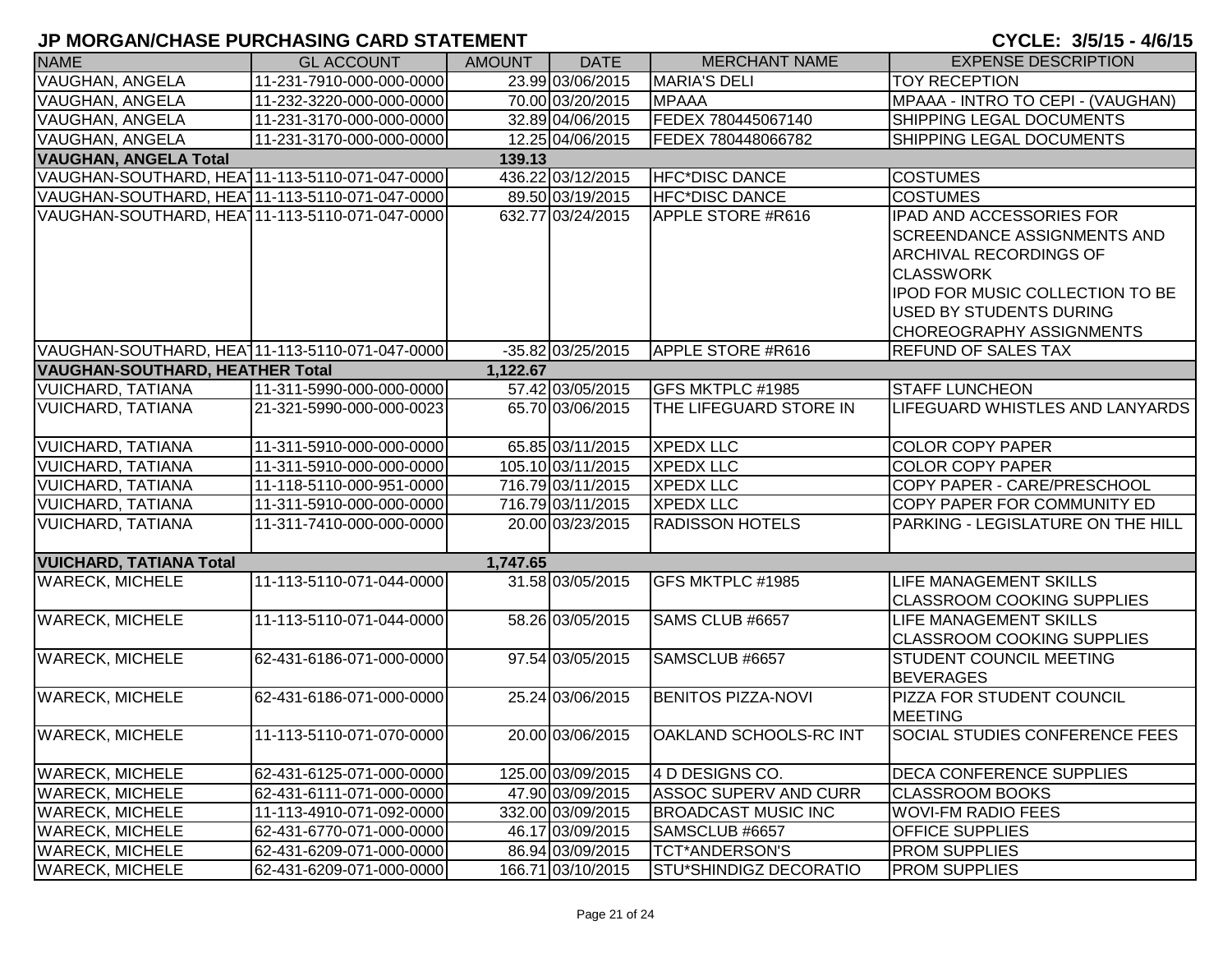## JP MORGAN/CHASE PURCHASING CARD STATEMENT

**CYCLE: 3/5/15 - 4/6/15**

| NAME | GL ACCOUNT | AMOUNT | DATE | MERCHANT NAME | EXPENSE DESCRIPTION |
|---|---|---|---|---|---|
| VAUGHAN, ANGELA | 11-231-7910-000-000-0000 | 23.99 | 03/06/2015 | MARIA'S DELI | TOY RECEPTION |
| VAUGHAN, ANGELA | 11-232-3220-000-000-0000 | 70.00 | 03/20/2015 | MPAAA | MPAAA - INTRO TO CEPI - (VAUGHAN) |
| VAUGHAN, ANGELA | 11-231-3170-000-000-0000 | 32.89 | 04/06/2015 | FEDEX 780445067140 | SHIPPING LEGAL DOCUMENTS |
| VAUGHAN, ANGELA | 11-231-3170-000-000-0000 | 12.25 | 04/06/2015 | FEDEX 780448066782 | SHIPPING LEGAL DOCUMENTS |
| **VAUGHAN, ANGELA Total** | | **139.13** | | | |
| VAUGHAN-SOUTHARD, HEATHER | 11-113-5110-071-047-0000 | 436.22 | 03/12/2015 | HFC*DISC DANCE | COSTUMES |
| VAUGHAN-SOUTHARD, HEATHER | 11-113-5110-071-047-0000 | 89.50 | 03/19/2015 | HFC*DISC DANCE | COSTUMES |
| VAUGHAN-SOUTHARD, HEATHER | 11-113-5110-071-047-0000 | 632.77 | 03/24/2015 | APPLE STORE #R616 | IPAD AND ACCESSORIES FOR SCREENDANCE ASSIGNMENTS AND ARCHIVAL RECORDINGS OF CLASSWORK IPOD FOR MUSIC COLLECTION TO BE USED BY STUDENTS DURING CHOREOGRAPHY ASSIGNMENTS |
| VAUGHAN-SOUTHARD, HEATHER | 11-113-5110-071-047-0000 | -35.82 | 03/25/2015 | APPLE STORE #R616 | REFUND OF SALES TAX |
| **VAUGHAN-SOUTHARD, HEATHER Total** | | **1,122.67** | | | |
| VUICHARD, TATIANA | 11-311-5990-000-000-0000 | 57.42 | 03/05/2015 | GFS MKTPLC #1985 | STAFF LUNCHEON |
| VUICHARD, TATIANA | 21-321-5990-000-000-0023 | 65.70 | 03/06/2015 | THE LIFEGUARD STORE IN | LIFEGUARD WHISTLES AND LANYARDS |
| VUICHARD, TATIANA | 11-311-5910-000-000-0000 | 65.85 | 03/11/2015 | XPEDX LLC | COLOR COPY PAPER |
| VUICHARD, TATIANA | 11-311-5910-000-000-0000 | 105.10 | 03/11/2015 | XPEDX LLC | COLOR COPY PAPER |
| VUICHARD, TATIANA | 11-118-5110-000-951-0000 | 716.79 | 03/11/2015 | XPEDX LLC | COPY PAPER - CARE/PRESCHOOL |
| VUICHARD, TATIANA | 11-311-5910-000-000-0000 | 716.79 | 03/11/2015 | XPEDX LLC | COPY PAPER FOR COMMUNITY ED |
| VUICHARD, TATIANA | 11-311-7410-000-000-0000 | 20.00 | 03/23/2015 | RADISSON HOTELS | PARKING - LEGISLATURE ON THE HILL |
| **VUICHARD, TATIANA Total** | | **1,747.65** | | | |
| WARECK, MICHELE | 11-113-5110-071-044-0000 | 31.58 | 03/05/2015 | GFS MKTPLC #1985 | LIFE MANAGEMENT SKILLS CLASSROOM COOKING SUPPLIES |
| WARECK, MICHELE | 11-113-5110-071-044-0000 | 58.26 | 03/05/2015 | SAMS CLUB #6657 | LIFE MANAGEMENT SKILLS CLASSROOM COOKING SUPPLIES |
| WARECK, MICHELE | 62-431-6186-071-000-0000 | 97.54 | 03/05/2015 | SAMSCLUB #6657 | STUDENT COUNCIL MEETING BEVERAGES |
| WARECK, MICHELE | 62-431-6186-071-000-0000 | 25.24 | 03/06/2015 | BENITOS PIZZA-NOVI | PIZZA FOR STUDENT COUNCIL MEETING |
| WARECK, MICHELE | 11-113-5110-071-070-0000 | 20.00 | 03/06/2015 | OAKLAND SCHOOLS-RC INT | SOCIAL STUDIES CONFERENCE FEES |
| WARECK, MICHELE | 62-431-6125-071-000-0000 | 125.00 | 03/09/2015 | 4 D DESIGNS CO. | DECA CONFERENCE SUPPLIES |
| WARECK, MICHELE | 62-431-6111-071-000-0000 | 47.90 | 03/09/2015 | ASSOC SUPERV AND CURR | CLASSROOM BOOKS |
| WARECK, MICHELE | 11-113-4910-071-092-0000 | 332.00 | 03/09/2015 | BROADCAST MUSIC INC | WOVI-FM RADIO FEES |
| WARECK, MICHELE | 62-431-6770-071-000-0000 | 46.17 | 03/09/2015 | SAMSCLUB #6657 | OFFICE SUPPLIES |
| WARECK, MICHELE | 62-431-6209-071-000-0000 | 86.94 | 03/09/2015 | TCT*ANDERSON'S | PROM SUPPLIES |
| WARECK, MICHELE | 62-431-6209-071-000-0000 | 166.71 | 03/10/2015 | STU*SHINDIGZ DECORATIO | PROM SUPPLIES |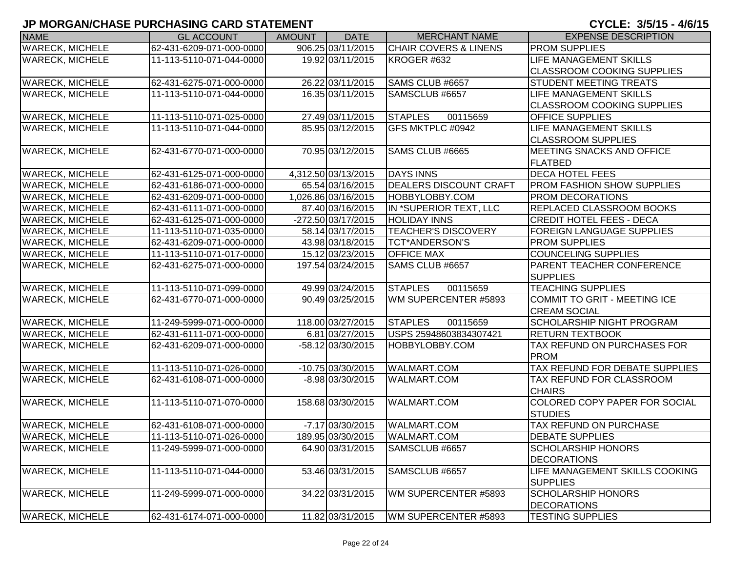# JP MORGAN/CHASE PURCHASING CARD STATEMENT

**CYCLE: 3/5/15 - 4/6/15**

| NAME | GL ACCOUNT | AMOUNT | DATE | MERCHANT NAME | EXPENSE DESCRIPTION |
|---|---|---|---|---|---|
| WARECK, MICHELE | 62-431-6209-071-000-0000 | 906.25 | 03/11/2015 | CHAIR COVERS & LINENS | PROM SUPPLIES |
| WARECK, MICHELE | 11-113-5110-071-044-0000 | 19.92 | 03/11/2015 | KROGER #632 | LIFE MANAGEMENT SKILLS CLASSROOM COOKING SUPPLIES |
| WARECK, MICHELE | 62-431-6275-071-000-0000 | 26.22 | 03/11/2015 | SAMS CLUB #6657 | STUDENT MEETING TREATS |
| WARECK, MICHELE | 11-113-5110-071-044-0000 | 16.35 | 03/11/2015 | SAMSCLUB #6657 | LIFE MANAGEMENT SKILLS CLASSROOM COOKING SUPPLIES |
| WARECK, MICHELE | 11-113-5110-071-025-0000 | 27.49 | 03/11/2015 | STAPLES 00115659 | OFFICE SUPPLIES |
| WARECK, MICHELE | 11-113-5110-071-044-0000 | 85.95 | 03/12/2015 | GFS MKTPLC #0942 | LIFE MANAGEMENT SKILLS CLASSROOM SUPPLIES |
| WARECK, MICHELE | 62-431-6770-071-000-0000 | 70.95 | 03/12/2015 | SAMS CLUB #6665 | MEETING SNACKS AND OFFICE FLATBED |
| WARECK, MICHELE | 62-431-6125-071-000-0000 | 4,312.50 | 03/13/2015 | DAYS INNS | DECA HOTEL FEES |
| WARECK, MICHELE | 62-431-6186-071-000-0000 | 65.54 | 03/16/2015 | DEALERS DISCOUNT CRAFT | PROM FASHION SHOW SUPPLIES |
| WARECK, MICHELE | 62-431-6209-071-000-0000 | 1,026.86 | 03/16/2015 | HOBBYLOBBY.COM | PROM DECORATIONS |
| WARECK, MICHELE | 62-431-6111-071-000-0000 | 87.40 | 03/16/2015 | IN *SUPERIOR TEXT, LLC | REPLACED CLASSROOM BOOKS |
| WARECK, MICHELE | 62-431-6125-071-000-0000 | -272.50 | 03/17/2015 | HOLIDAY INNS | CREDIT HOTEL FEES - DECA |
| WARECK, MICHELE | 11-113-5110-071-035-0000 | 58.14 | 03/17/2015 | TEACHER'S DISCOVERY | FOREIGN LANGUAGE SUPPLIES |
| WARECK, MICHELE | 62-431-6209-071-000-0000 | 43.98 | 03/18/2015 | TCT*ANDERSON'S | PROM SUPPLIES |
| WARECK, MICHELE | 11-113-5110-071-017-0000 | 15.12 | 03/23/2015 | OFFICE MAX | COUNCELING SUPPLIES |
| WARECK, MICHELE | 62-431-6275-071-000-0000 | 197.54 | 03/24/2015 | SAMS CLUB #6657 | PARENT TEACHER CONFERENCE SUPPLIES |
| WARECK, MICHELE | 11-113-5110-071-099-0000 | 49.99 | 03/24/2015 | STAPLES 00115659 | TEACHING SUPPLIES |
| WARECK, MICHELE | 62-431-6770-071-000-0000 | 90.49 | 03/25/2015 | WM SUPERCENTER #5893 | COMMIT TO GRIT - MEETING ICE CREAM SOCIAL |
| WARECK, MICHELE | 11-249-5999-071-000-0000 | 118.00 | 03/27/2015 | STAPLES 00115659 | SCHOLARSHIP NIGHT PROGRAM |
| WARECK, MICHELE | 62-431-6111-071-000-0000 | 6.81 | 03/27/2015 | USPS 25948603834307421 | RETURN TEXTBOOK |
| WARECK, MICHELE | 62-431-6209-071-000-0000 | -58.12 | 03/30/2015 | HOBBYLOBBY.COM | TAX REFUND ON PURCHASES FOR PROM |
| WARECK, MICHELE | 11-113-5110-071-026-0000 | -10.75 | 03/30/2015 | WALMART.COM | TAX REFUND FOR DEBATE SUPPLIES |
| WARECK, MICHELE | 62-431-6108-071-000-0000 | -8.98 | 03/30/2015 | WALMART.COM | TAX REFUND FOR CLASSROOM CHAIRS |
| WARECK, MICHELE | 11-113-5110-071-070-0000 | 158.68 | 03/30/2015 | WALMART.COM | COLORED COPY PAPER FOR SOCIAL STUDIES |
| WARECK, MICHELE | 62-431-6108-071-000-0000 | -7.17 | 03/30/2015 | WALMART.COM | TAX REFUND ON PURCHASE |
| WARECK, MICHELE | 11-113-5110-071-026-0000 | 189.95 | 03/30/2015 | WALMART.COM | DEBATE SUPPLIES |
| WARECK, MICHELE | 11-249-5999-071-000-0000 | 64.90 | 03/31/2015 | SAMSCLUB #6657 | SCHOLARSHIP HONORS DECORATIONS |
| WARECK, MICHELE | 11-113-5110-071-044-0000 | 53.46 | 03/31/2015 | SAMSCLUB #6657 | LIFE MANAGEMENT SKILLS COOKING SUPPLIES |
| WARECK, MICHELE | 11-249-5999-071-000-0000 | 34.22 | 03/31/2015 | WM SUPERCENTER #5893 | SCHOLARSHIP HONORS DECORATIONS |
| WARECK, MICHELE | 62-431-6174-071-000-0000 | 11.82 | 03/31/2015 | WM SUPERCENTER #5893 | TESTING SUPPLIES |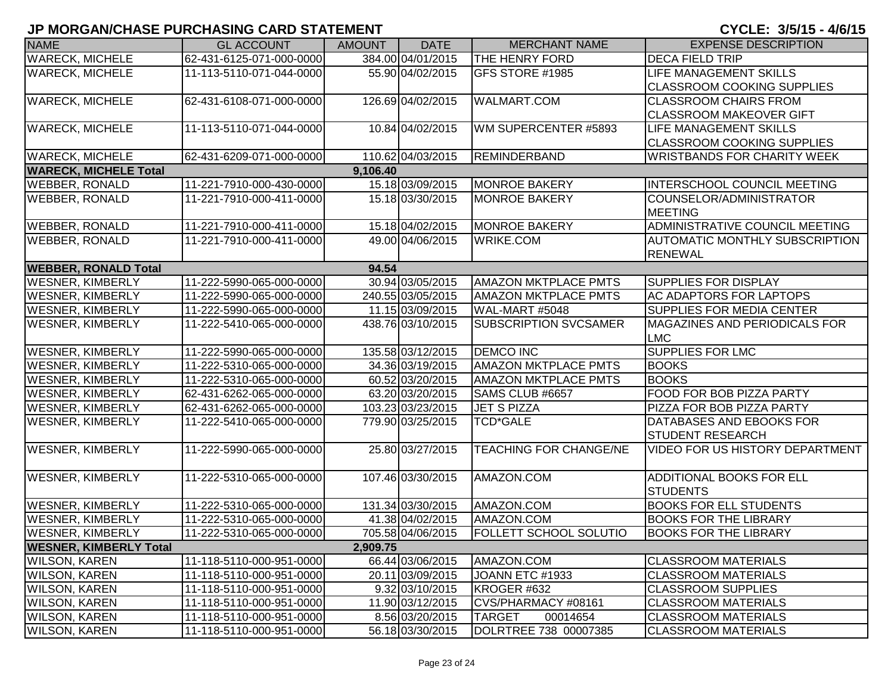# JP MORGAN/CHASE PURCHASING CARD STATEMENT

**CYCLE: 3/5/15 - 4/6/15**

| NAME | GL ACCOUNT | AMOUNT | DATE | MERCHANT NAME | EXPENSE DESCRIPTION |
|---|---|---|---|---|---|
| WARECK, MICHELE | 62-431-6125-071-000-0000 | 384.00 | 04/01/2015 | THE HENRY FORD | DECA FIELD TRIP |
| WARECK, MICHELE | 11-113-5110-071-044-0000 | 55.90 | 04/02/2015 | GFS STORE #1985 | LIFE MANAGEMENT SKILLS CLASSROOM COOKING SUPPLIES |
| WARECK, MICHELE | 62-431-6108-071-000-0000 | 126.69 | 04/02/2015 | WALMART.COM | CLASSROOM CHAIRS FROM CLASSROOM MAKEOVER GIFT |
| WARECK, MICHELE | 11-113-5110-071-044-0000 | 10.84 | 04/02/2015 | WM SUPERCENTER #5893 | LIFE MANAGEMENT SKILLS CLASSROOM COOKING SUPPLIES |
| WARECK, MICHELE | 62-431-6209-071-000-0000 | 110.62 | 04/03/2015 | REMINDERBAND | WRISTBANDS FOR CHARITY WEEK |
| **WARECK, MICHELE Total** | | **9,106.40** | | | |
| WEBBER, RONALD | 11-221-7910-000-430-0000 | 15.18 | 03/09/2015 | MONROE BAKERY | INTERSCHOOL COUNCIL MEETING |
| WEBBER, RONALD | 11-221-7910-000-411-0000 | 15.18 | 03/30/2015 | MONROE BAKERY | COUNSELOR/ADMINISTRATOR MEETING |
| WEBBER, RONALD | 11-221-7910-000-411-0000 | 15.18 | 04/02/2015 | MONROE BAKERY | ADMINISTRATIVE COUNCIL MEETING |
| WEBBER, RONALD | 11-221-7910-000-411-0000 | 49.00 | 04/06/2015 | WRIKE.COM | AUTOMATIC MONTHLY SUBSCRIPTION RENEWAL |
| **WEBBER, RONALD Total** | | **94.54** | | | |
| WESNER, KIMBERLY | 11-222-5990-065-000-0000 | 30.94 | 03/05/2015 | AMAZON MKTPLACE PMTS | SUPPLIES FOR DISPLAY |
| WESNER, KIMBERLY | 11-222-5990-065-000-0000 | 240.55 | 03/05/2015 | AMAZON MKTPLACE PMTS | AC ADAPTORS FOR LAPTOPS |
| WESNER, KIMBERLY | 11-222-5990-065-000-0000 | 11.15 | 03/09/2015 | WAL-MART #5048 | SUPPLIES FOR MEDIA CENTER |
| WESNER, KIMBERLY | 11-222-5410-065-000-0000 | 438.76 | 03/10/2015 | SUBSCRIPTION SVCSAMER | MAGAZINES AND PERIODICALS FOR LMC |
| WESNER, KIMBERLY | 11-222-5990-065-000-0000 | 135.58 | 03/12/2015 | DEMCO INC | SUPPLIES FOR LMC |
| WESNER, KIMBERLY | 11-222-5310-065-000-0000 | 34.36 | 03/19/2015 | AMAZON MKTPLACE PMTS | BOOKS |
| WESNER, KIMBERLY | 11-222-5310-065-000-0000 | 60.52 | 03/20/2015 | AMAZON MKTPLACE PMTS | BOOKS |
| WESNER, KIMBERLY | 62-431-6262-065-000-0000 | 63.20 | 03/20/2015 | SAMS CLUB #6657 | FOOD FOR BOB PIZZA PARTY |
| WESNER, KIMBERLY | 62-431-6262-065-000-0000 | 103.23 | 03/23/2015 | JET S PIZZA | PIZZA FOR BOB PIZZA PARTY |
| WESNER, KIMBERLY | 11-222-5410-065-000-0000 | 779.90 | 03/25/2015 | TCD*GALE | DATABASES AND EBOOKS FOR STUDENT RESEARCH |
| WESNER, KIMBERLY | 11-222-5990-065-000-0000 | 25.80 | 03/27/2015 | TEACHING FOR CHANGE/NE | VIDEO FOR US HISTORY DEPARTMENT |
| WESNER, KIMBERLY | 11-222-5310-065-000-0000 | 107.46 | 03/30/2015 | AMAZON.COM | ADDITIONAL BOOKS FOR ELL STUDENTS |
| WESNER, KIMBERLY | 11-222-5310-065-000-0000 | 131.34 | 03/30/2015 | AMAZON.COM | BOOKS FOR ELL STUDENTS |
| WESNER, KIMBERLY | 11-222-5310-065-000-0000 | 41.38 | 04/02/2015 | AMAZON.COM | BOOKS FOR THE LIBRARY |
| WESNER, KIMBERLY | 11-222-5310-065-000-0000 | 705.58 | 04/06/2015 | FOLLETT SCHOOL SOLUTIO | BOOKS FOR THE LIBRARY |
| **WESNER, KIMBERLY Total** | | **2,909.75** | | | |
| WILSON, KAREN | 11-118-5110-000-951-0000 | 66.44 | 03/06/2015 | AMAZON.COM | CLASSROOM MATERIALS |
| WILSON, KAREN | 11-118-5110-000-951-0000 | 20.11 | 03/09/2015 | JOANN ETC #1933 | CLASSROOM MATERIALS |
| WILSON, KAREN | 11-118-5110-000-951-0000 | 9.32 | 03/10/2015 | KROGER #632 | CLASSROOM SUPPLIES |
| WILSON, KAREN | 11-118-5110-000-951-0000 | 11.90 | 03/12/2015 | CVS/PHARMACY #08161 | CLASSROOM MATERIALS |
| WILSON, KAREN | 11-118-5110-000-951-0000 | 8.56 | 03/20/2015 | TARGET 00014654 | CLASSROOM MATERIALS |
| WILSON, KAREN | 11-118-5110-000-951-0000 | 56.18 | 03/30/2015 | DOLRTREE 738 00007385 | CLASSROOM MATERIALS |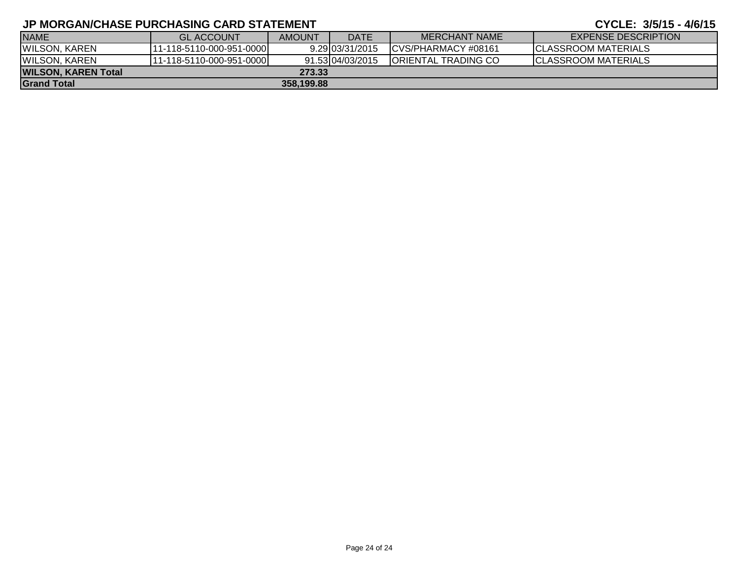**JP MORGAN/CHASE PURCHASING CARD STATEMENT** **CYCLE: 3/5/15 - 4/6/15**

| NAME | GL ACCOUNT | AMOUNT | DATE | MERCHANT NAME | EXPENSE DESCRIPTION |
|---|---|---|---|---|---|
| WILSON, KAREN | 11-118-5110-000-951-0000 | 9.29 | 03/31/2015 | CVS/PHARMACY #08161 | CLASSROOM MATERIALS |
| WILSON, KAREN | 11-118-5110-000-951-0000 | 91.53 | 04/03/2015 | ORIENTAL TRADING CO | CLASSROOM MATERIALS |
| **WILSON, KAREN Total** | | **273.33** | | | |
| **Grand Total** | | **358,199.88** | | | |